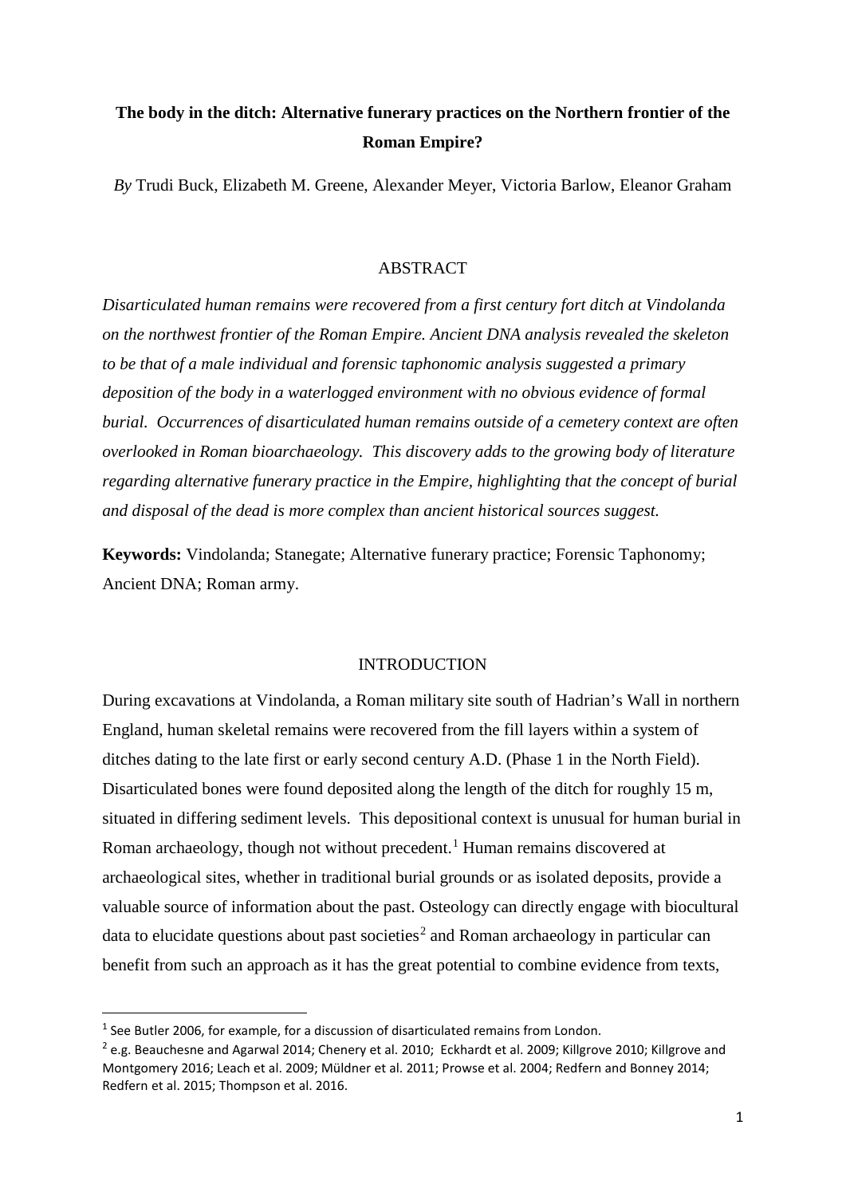# The body in the ditch: Alternative funerary practices on the Northern frontier of the Roman Empire?

*By* Trudi Buck, Elizabeth M. Greene, Alexander Meyer, Victoria Barlow, Eleanor Graham

## ABSTRACT

*Disarticulated human remains were recovered from a first century fort ditch at Vindolanda on the northwest frontier of the Roman Empire. Ancient DNA analysis revealed the skeleton to be that of a male individual and forensic taphonomic analysis suggested a primary deposition of the body in a waterlogged environment with no obvious evidence of formal burial. Occurrences of disarticulated human remains outside of a cemetery context are often overlooked in Roman bioarchaeology. This discovery adds to the growing body of literature regarding alternative funerary practice in the Empire, highlighting that the concept of burial and disposal of the dead is more complex than ancient historical sources suggest.*

**Keywords:** Vindolanda; Stanegate; Alternative funerary practice; Forensic Taphonomy; Ancient DNA; Roman army.

## INTRODUCTION

During excavations at Vindolanda, a Roman military site south of Hadrian's Wall in northern England, human skeletal remains were recovered from the fill layers within a system of ditches dating to the late first or early second century A.D. (Phase 1 in the North Field). Disarticulated bones were found deposited along the length of the ditch for roughly 15 m, situated in differing sediment levels. This depositional context is unusual for human burial in Roman archaeology, though not without precedent.[1] Human remains discovered at archaeological sites, whether in traditional burial grounds or as isolated deposits, provide a valuable source of information about the past. Osteology can directly engage with biocultural data to elucidate questions about past societies[2] and Roman archaeology in particular can benefit from such an approach as it has the great potential to combine evidence from texts,

---

[1] See Butler 2006, for example, for a discussion of disarticulated remains from London.

[2] e.g. Beauchesne and Agarwal 2014; Chenery et al. 2010; Eckhardt et al. 2009; Killgrove 2010; Killgrove and Montgomery 2016; Leach et al. 2009; Müldner et al. 2011; Prowse et al. 2004; Redfern and Bonney 2014; Redfern et al. 2015; Thompson et al. 2016.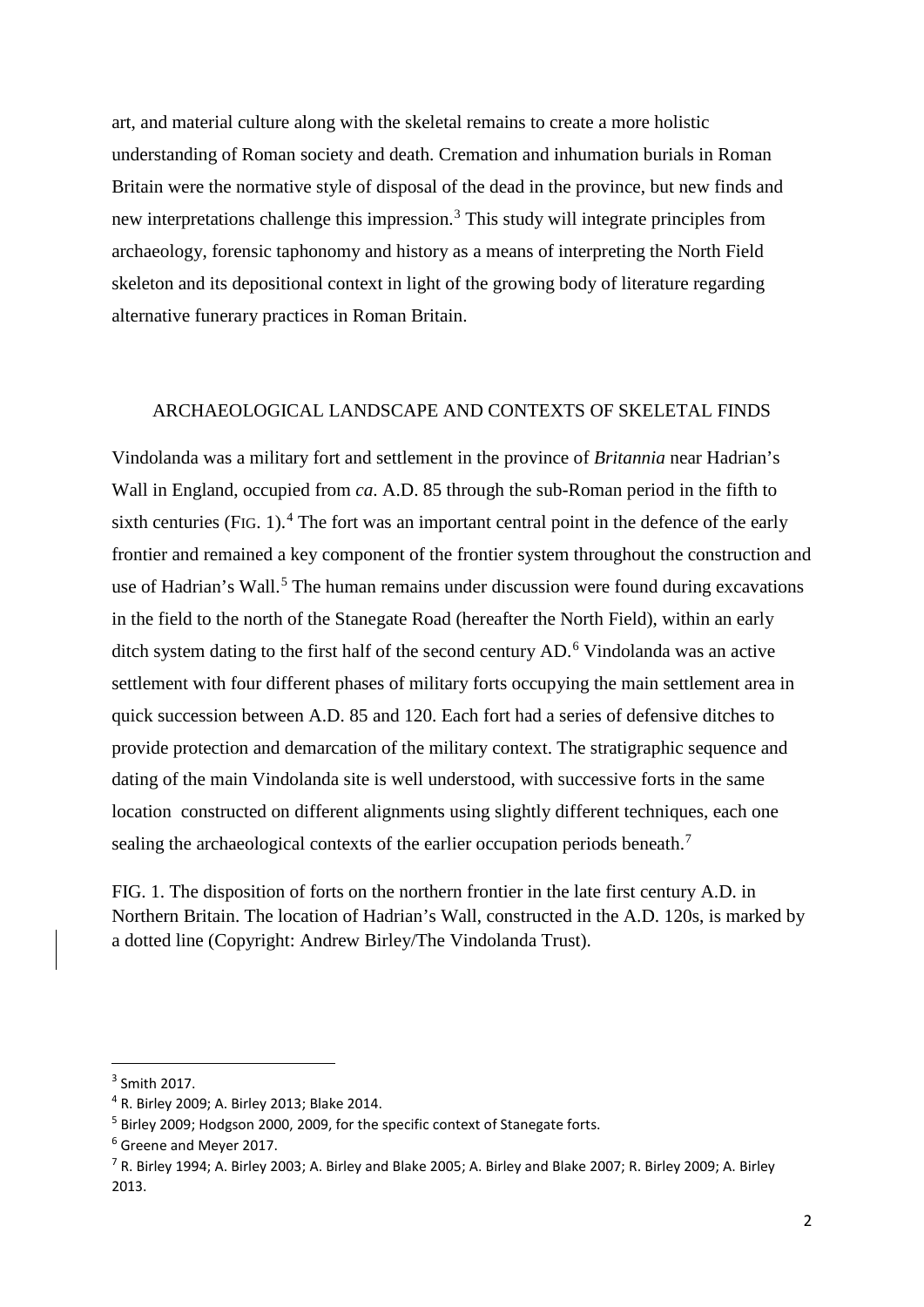art, and material culture along with the skeletal remains to create a more holistic understanding of Roman society and death. Cremation and inhumation burials in Roman Britain were the normative style of disposal of the dead in the province, but new finds and new interpretations challenge this impression.[3] This study will integrate principles from archaeology, forensic taphonomy and history as a means of interpreting the North Field skeleton and its depositional context in light of the growing body of literature regarding alternative funerary practices in Roman Britain.

## ARCHAEOLOGICAL LANDSCAPE AND CONTEXTS OF SKELETAL FINDS

Vindolanda was a military fort and settlement in the province of *Britannia* near Hadrian's Wall in England, occupied from *ca*. A.D. 85 through the sub-Roman period in the fifth to sixth centuries (FIG. 1).[4] The fort was an important central point in the defence of the early frontier and remained a key component of the frontier system throughout the construction and use of Hadrian's Wall.[5] The human remains under discussion were found during excavations in the field to the north of the Stanegate Road (hereafter the North Field), within an early ditch system dating to the first half of the second century AD.[6] Vindolanda was an active settlement with four different phases of military forts occupying the main settlement area in quick succession between A.D. 85 and 120. Each fort had a series of defensive ditches to provide protection and demarcation of the military context. The stratigraphic sequence and dating of the main Vindolanda site is well understood, with successive forts in the same location constructed on different alignments using slightly different techniques, each one sealing the archaeological contexts of the earlier occupation periods beneath.[7]

FIG. 1. The disposition of forts on the northern frontier in the late first century A.D. in Northern Britain. The location of Hadrian's Wall, constructed in the A.D. 120s, is marked by a dotted line (Copyright: Andrew Birley/The Vindolanda Trust).

---

[3] Smith 2017.

[4] R. Birley 2009; A. Birley 2013; Blake 2014.

[5] Birley 2009; Hodgson 2000, 2009, for the specific context of Stanegate forts.

[6] Greene and Meyer 2017.

[7] R. Birley 1994; A. Birley 2003; A. Birley and Blake 2005; A. Birley and Blake 2007; R. Birley 2009; A. Birley 2013.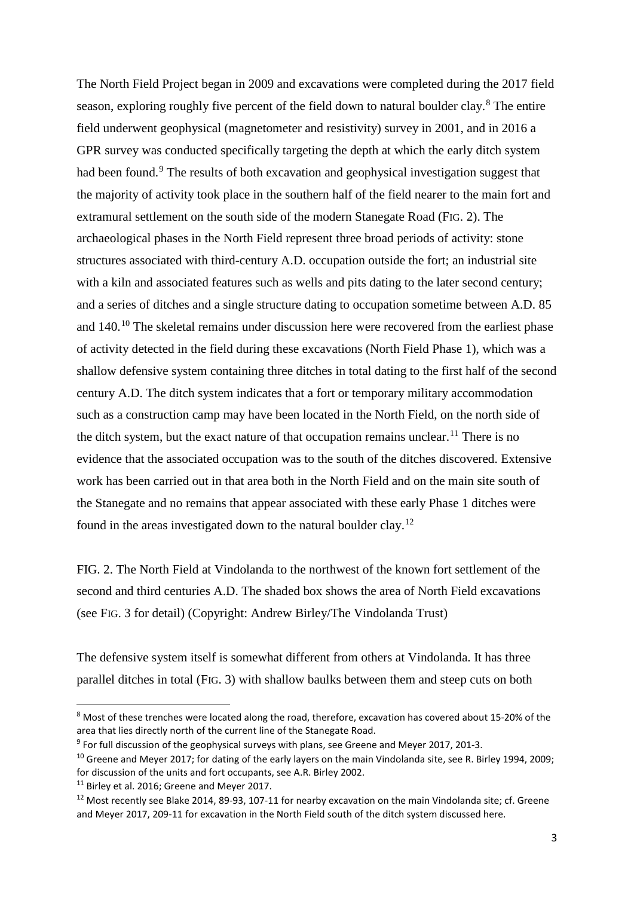The North Field Project began in 2009 and excavations were completed during the 2017 field season, exploring roughly five percent of the field down to natural boulder clay.[8] The entire field underwent geophysical (magnetometer and resistivity) survey in 2001, and in 2016 a GPR survey was conducted specifically targeting the depth at which the early ditch system had been found.[9] The results of both excavation and geophysical investigation suggest that the majority of activity took place in the southern half of the field nearer to the main fort and extramural settlement on the south side of the modern Stanegate Road (FIG. 2). The archaeological phases in the North Field represent three broad periods of activity: stone structures associated with third-century A.D. occupation outside the fort; an industrial site with a kiln and associated features such as wells and pits dating to the later second century; and a series of ditches and a single structure dating to occupation sometime between A.D. 85 and 140.[10] The skeletal remains under discussion here were recovered from the earliest phase of activity detected in the field during these excavations (North Field Phase 1), which was a shallow defensive system containing three ditches in total dating to the first half of the second century A.D. The ditch system indicates that a fort or temporary military accommodation such as a construction camp may have been located in the North Field, on the north side of the ditch system, but the exact nature of that occupation remains unclear.[11] There is no evidence that the associated occupation was to the south of the ditches discovered. Extensive work has been carried out in that area both in the North Field and on the main site south of the Stanegate and no remains that appear associated with these early Phase 1 ditches were found in the areas investigated down to the natural boulder clay.[12]

FIG. 2. The North Field at Vindolanda to the northwest of the known fort settlement of the second and third centuries A.D. The shaded box shows the area of North Field excavations (see FIG. 3 for detail) (Copyright: Andrew Birley/The Vindolanda Trust)

The defensive system itself is somewhat different from others at Vindolanda. It has three parallel ditches in total (FIG. 3) with shallow baulks between them and steep cuts on both

[8] Most of these trenches were located along the road, therefore, excavation has covered about 15-20% of the area that lies directly north of the current line of the Stanegate Road.

[9] For full discussion of the geophysical surveys with plans, see Greene and Meyer 2017, 201-3.

[10] Greene and Meyer 2017; for dating of the early layers on the main Vindolanda site, see R. Birley 1994, 2009; for discussion of the units and fort occupants, see A.R. Birley 2002.

[11] Birley et al. 2016; Greene and Meyer 2017.

[12] Most recently see Blake 2014, 89-93, 107-11 for nearby excavation on the main Vindolanda site; cf. Greene and Meyer 2017, 209-11 for excavation in the North Field south of the ditch system discussed here.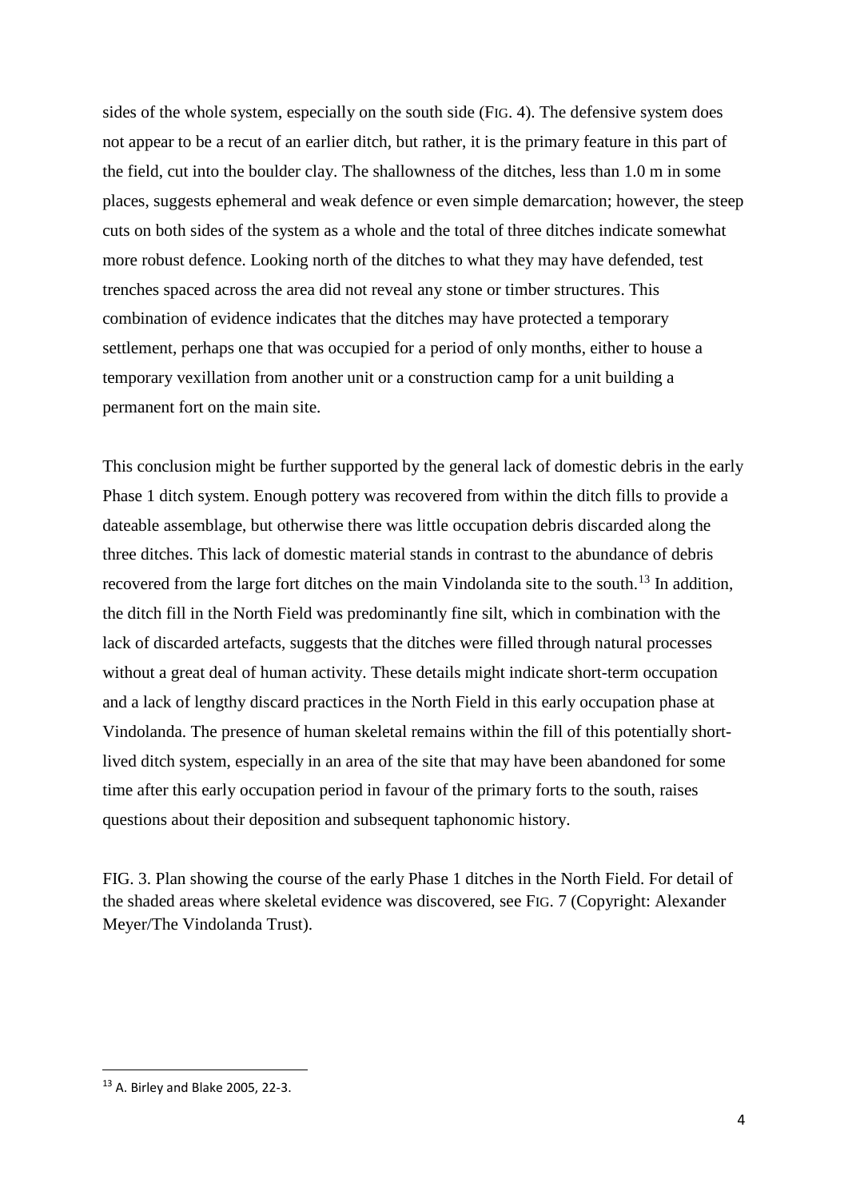sides of the whole system, especially on the south side (FIG. 4). The defensive system does not appear to be a recut of an earlier ditch, but rather, it is the primary feature in this part of the field, cut into the boulder clay. The shallowness of the ditches, less than 1.0 m in some places, suggests ephemeral and weak defence or even simple demarcation; however, the steep cuts on both sides of the system as a whole and the total of three ditches indicate somewhat more robust defence. Looking north of the ditches to what they may have defended, test trenches spaced across the area did not reveal any stone or timber structures. This combination of evidence indicates that the ditches may have protected a temporary settlement, perhaps one that was occupied for a period of only months, either to house a temporary vexillation from another unit or a construction camp for a unit building a permanent fort on the main site.

This conclusion might be further supported by the general lack of domestic debris in the early Phase 1 ditch system. Enough pottery was recovered from within the ditch fills to provide a dateable assemblage, but otherwise there was little occupation debris discarded along the three ditches. This lack of domestic material stands in contrast to the abundance of debris recovered from the large fort ditches on the main Vindolanda site to the south.[13] In addition, the ditch fill in the North Field was predominantly fine silt, which in combination with the lack of discarded artefacts, suggests that the ditches were filled through natural processes without a great deal of human activity. These details might indicate short-term occupation and a lack of lengthy discard practices in the North Field in this early occupation phase at Vindolanda. The presence of human skeletal remains within the fill of this potentially short-lived ditch system, especially in an area of the site that may have been abandoned for some time after this early occupation period in favour of the primary forts to the south, raises questions about their deposition and subsequent taphonomic history.

FIG. 3. Plan showing the course of the early Phase 1 ditches in the North Field. For detail of the shaded areas where skeletal evidence was discovered, see FIG. 7 (Copyright: Alexander Meyer/The Vindolanda Trust).

[13] A. Birley and Blake 2005, 22-3.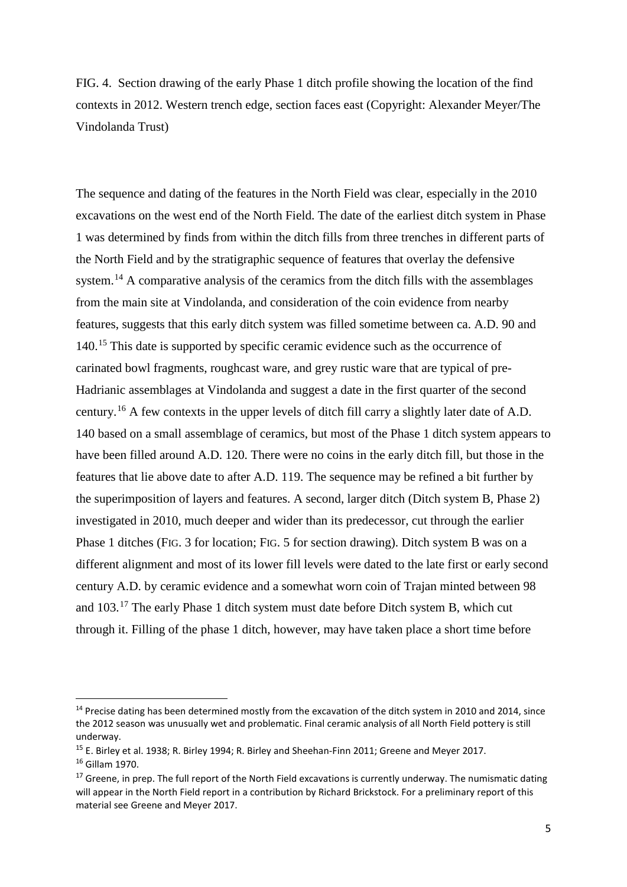FIG. 4. Section drawing of the early Phase 1 ditch profile showing the location of the find contexts in 2012. Western trench edge, section faces east (Copyright: Alexander Meyer/The Vindolanda Trust)

The sequence and dating of the features in the North Field was clear, especially in the 2010 excavations on the west end of the North Field. The date of the earliest ditch system in Phase 1 was determined by finds from within the ditch fills from three trenches in different parts of the North Field and by the stratigraphic sequence of features that overlay the defensive system.[14] A comparative analysis of the ceramics from the ditch fills with the assemblages from the main site at Vindolanda, and consideration of the coin evidence from nearby features, suggests that this early ditch system was filled sometime between ca. A.D. 90 and 140.[15] This date is supported by specific ceramic evidence such as the occurrence of carinated bowl fragments, roughcast ware, and grey rustic ware that are typical of pre-Hadrianic assemblages at Vindolanda and suggest a date in the first quarter of the second century.[16] A few contexts in the upper levels of ditch fill carry a slightly later date of A.D. 140 based on a small assemblage of ceramics, but most of the Phase 1 ditch system appears to have been filled around A.D. 120. There were no coins in the early ditch fill, but those in the features that lie above date to after A.D. 119. The sequence may be refined a bit further by the superimposition of layers and features. A second, larger ditch (Ditch system B, Phase 2) investigated in 2010, much deeper and wider than its predecessor, cut through the earlier Phase 1 ditches (FIG. 3 for location; FIG. 5 for section drawing). Ditch system B was on a different alignment and most of its lower fill levels were dated to the late first or early second century A.D. by ceramic evidence and a somewhat worn coin of Trajan minted between 98 and 103.[17] The early Phase 1 ditch system must date before Ditch system B, which cut through it. Filling of the phase 1 ditch, however, may have taken place a short time before

---

[14] Precise dating has been determined mostly from the excavation of the ditch system in 2010 and 2014, since the 2012 season was unusually wet and problematic. Final ceramic analysis of all North Field pottery is still underway.

[15] E. Birley et al. 1938; R. Birley 1994; R. Birley and Sheehan-Finn 2011; Greene and Meyer 2017.

[16] Gillam 1970.

[17] Greene, in prep. The full report of the North Field excavations is currently underway. The numismatic dating will appear in the North Field report in a contribution by Richard Brickstock. For a preliminary report of this material see Greene and Meyer 2017.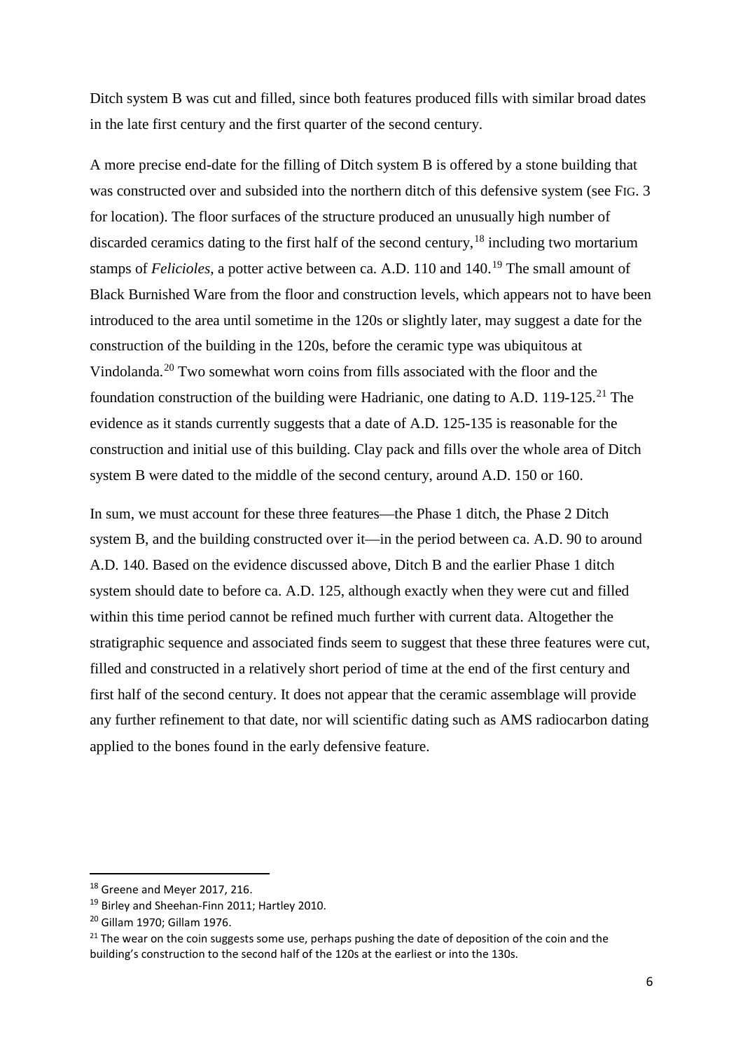Ditch system B was cut and filled, since both features produced fills with similar broad dates in the late first century and the first quarter of the second century.

A more precise end-date for the filling of Ditch system B is offered by a stone building that was constructed over and subsided into the northern ditch of this defensive system (see FIG. 3 for location). The floor surfaces of the structure produced an unusually high number of discarded ceramics dating to the first half of the second century,[18] including two mortarium stamps of *Felicioles*, a potter active between ca. A.D. 110 and 140.[19] The small amount of Black Burnished Ware from the floor and construction levels, which appears not to have been introduced to the area until sometime in the 120s or slightly later, may suggest a date for the construction of the building in the 120s, before the ceramic type was ubiquitous at Vindolanda.[20] Two somewhat worn coins from fills associated with the floor and the foundation construction of the building were Hadrianic, one dating to A.D. 119-125.[21] The evidence as it stands currently suggests that a date of A.D. 125-135 is reasonable for the construction and initial use of this building. Clay pack and fills over the whole area of Ditch system B were dated to the middle of the second century, around A.D. 150 or 160.

In sum, we must account for these three features—the Phase 1 ditch, the Phase 2 Ditch system B, and the building constructed over it—in the period between ca. A.D. 90 to around A.D. 140. Based on the evidence discussed above, Ditch B and the earlier Phase 1 ditch system should date to before ca. A.D. 125, although exactly when they were cut and filled within this time period cannot be refined much further with current data. Altogether the stratigraphic sequence and associated finds seem to suggest that these three features were cut, filled and constructed in a relatively short period of time at the end of the first century and first half of the second century. It does not appear that the ceramic assemblage will provide any further refinement to that date, nor will scientific dating such as AMS radiocarbon dating applied to the bones found in the early defensive feature.

---

[18] Greene and Meyer 2017, 216.

[19] Birley and Sheehan-Finn 2011; Hartley 2010.

[20] Gillam 1970; Gillam 1976.

[21] The wear on the coin suggests some use, perhaps pushing the date of deposition of the coin and the building's construction to the second half of the 120s at the earliest or into the 130s.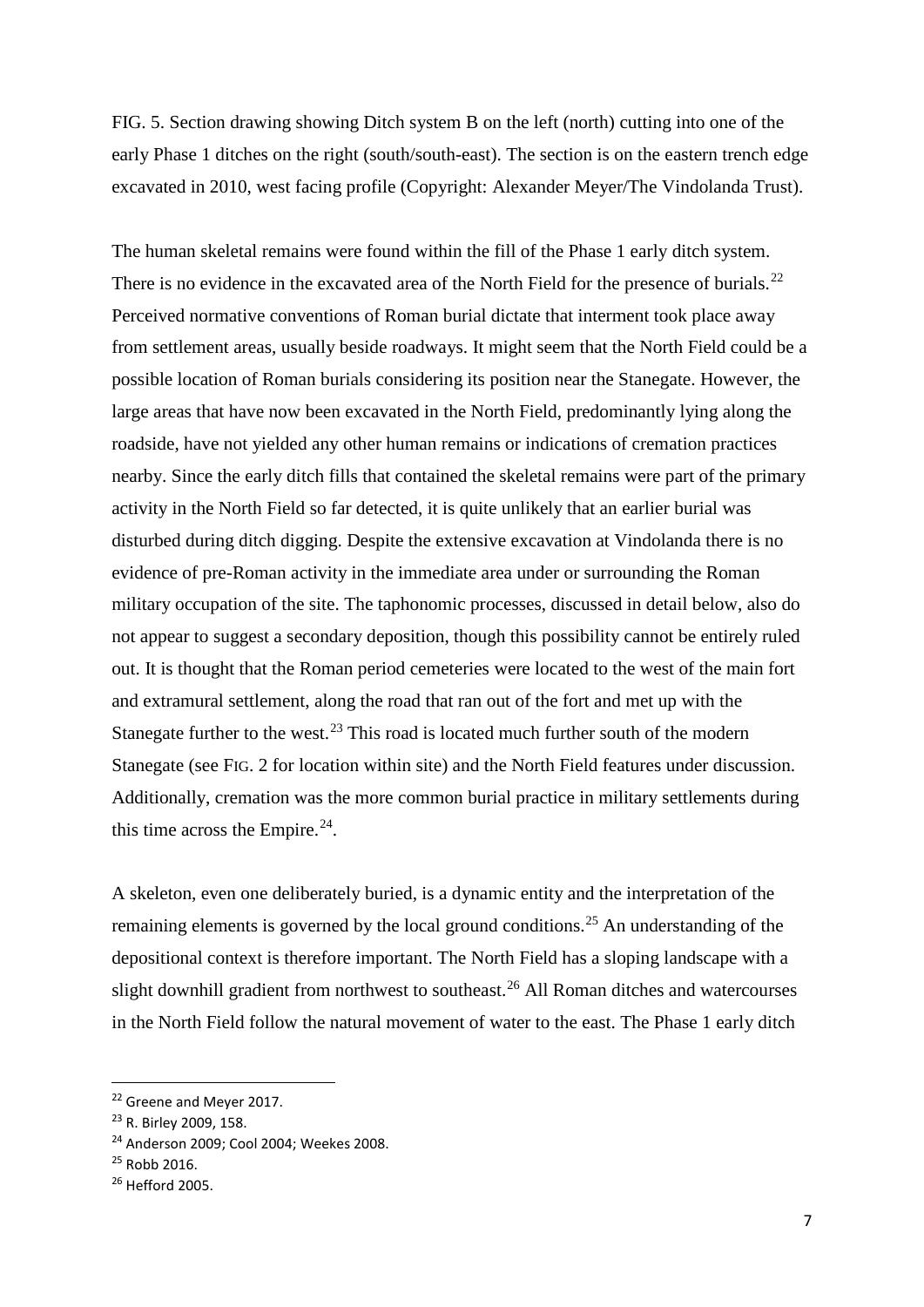FIG. 5. Section drawing showing Ditch system B on the left (north) cutting into one of the early Phase 1 ditches on the right (south/south-east). The section is on the eastern trench edge excavated in 2010, west facing profile (Copyright: Alexander Meyer/The Vindolanda Trust).

The human skeletal remains were found within the fill of the Phase 1 early ditch system. There is no evidence in the excavated area of the North Field for the presence of burials.[22] Perceived normative conventions of Roman burial dictate that interment took place away from settlement areas, usually beside roadways. It might seem that the North Field could be a possible location of Roman burials considering its position near the Stanegate. However, the large areas that have now been excavated in the North Field, predominantly lying along the roadside, have not yielded any other human remains or indications of cremation practices nearby. Since the early ditch fills that contained the skeletal remains were part of the primary activity in the North Field so far detected, it is quite unlikely that an earlier burial was disturbed during ditch digging. Despite the extensive excavation at Vindolanda there is no evidence of pre-Roman activity in the immediate area under or surrounding the Roman military occupation of the site. The taphonomic processes, discussed in detail below, also do not appear to suggest a secondary deposition, though this possibility cannot be entirely ruled out. It is thought that the Roman period cemeteries were located to the west of the main fort and extramural settlement, along the road that ran out of the fort and met up with the Stanegate further to the west.[23] This road is located much further south of the modern Stanegate (see FIG. 2 for location within site) and the North Field features under discussion. Additionally, cremation was the more common burial practice in military settlements during this time across the Empire.[24].

A skeleton, even one deliberately buried, is a dynamic entity and the interpretation of the remaining elements is governed by the local ground conditions.[25] An understanding of the depositional context is therefore important. The North Field has a sloping landscape with a slight downhill gradient from northwest to southeast.[26] All Roman ditches and watercourses in the North Field follow the natural movement of water to the east. The Phase 1 early ditch

[22] Greene and Meyer 2017.

[23] R. Birley 2009, 158.

[24] Anderson 2009; Cool 2004; Weekes 2008.

[25] Robb 2016.

[26] Hefford 2005.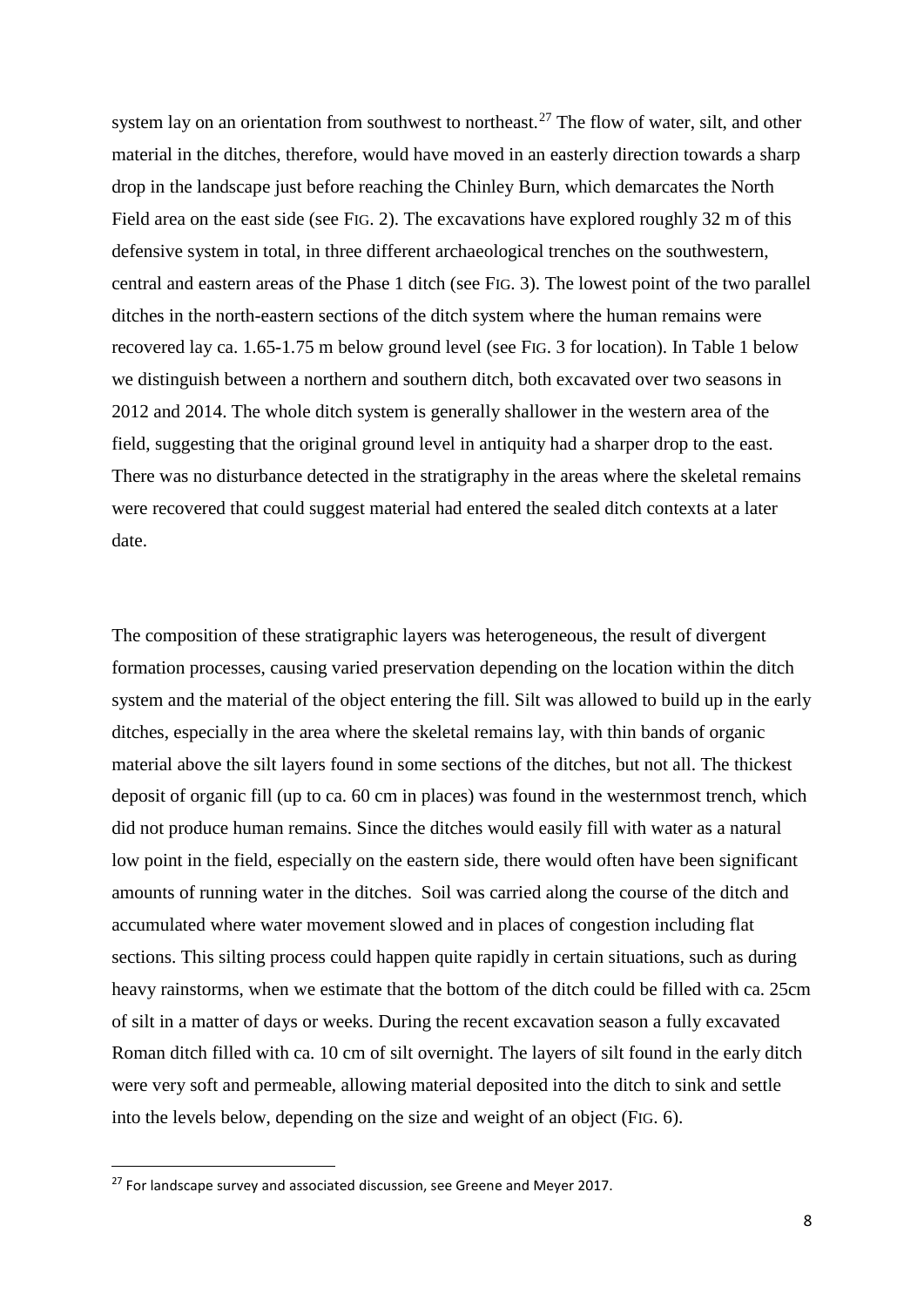system lay on an orientation from southwest to northeast.[27] The flow of water, silt, and other material in the ditches, therefore, would have moved in an easterly direction towards a sharp drop in the landscape just before reaching the Chinley Burn, which demarcates the North Field area on the east side (see FIG. 2). The excavations have explored roughly 32 m of this defensive system in total, in three different archaeological trenches on the southwestern, central and eastern areas of the Phase 1 ditch (see FIG. 3). The lowest point of the two parallel ditches in the north-eastern sections of the ditch system where the human remains were recovered lay ca. 1.65-1.75 m below ground level (see FIG. 3 for location). In Table 1 below we distinguish between a northern and southern ditch, both excavated over two seasons in 2012 and 2014. The whole ditch system is generally shallower in the western area of the field, suggesting that the original ground level in antiquity had a sharper drop to the east. There was no disturbance detected in the stratigraphy in the areas where the skeletal remains were recovered that could suggest material had entered the sealed ditch contexts at a later date.

The composition of these stratigraphic layers was heterogeneous, the result of divergent formation processes, causing varied preservation depending on the location within the ditch system and the material of the object entering the fill. Silt was allowed to build up in the early ditches, especially in the area where the skeletal remains lay, with thin bands of organic material above the silt layers found in some sections of the ditches, but not all. The thickest deposit of organic fill (up to ca. 60 cm in places) was found in the westernmost trench, which did not produce human remains. Since the ditches would easily fill with water as a natural low point in the field, especially on the eastern side, there would often have been significant amounts of running water in the ditches. Soil was carried along the course of the ditch and accumulated where water movement slowed and in places of congestion including flat sections. This silting process could happen quite rapidly in certain situations, such as during heavy rainstorms, when we estimate that the bottom of the ditch could be filled with ca. 25cm of silt in a matter of days or weeks. During the recent excavation season a fully excavated Roman ditch filled with ca. 10 cm of silt overnight. The layers of silt found in the early ditch were very soft and permeable, allowing material deposited into the ditch to sink and settle into the levels below, depending on the size and weight of an object (FIG. 6).

[27] For landscape survey and associated discussion, see Greene and Meyer 2017.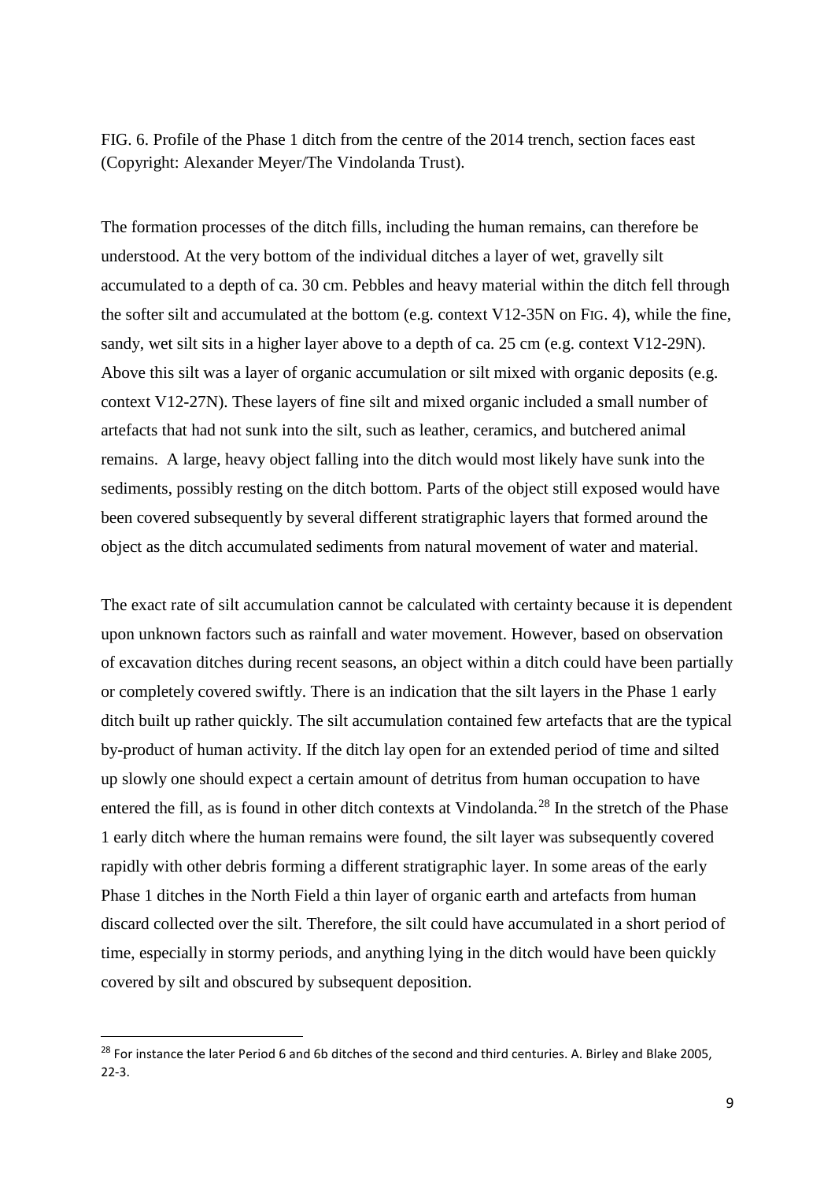FIG. 6. Profile of the Phase 1 ditch from the centre of the 2014 trench, section faces east (Copyright: Alexander Meyer/The Vindolanda Trust).

The formation processes of the ditch fills, including the human remains, can therefore be understood. At the very bottom of the individual ditches a layer of wet, gravelly silt accumulated to a depth of ca. 30 cm. Pebbles and heavy material within the ditch fell through the softer silt and accumulated at the bottom (e.g. context V12-35N on FIG. 4), while the fine, sandy, wet silt sits in a higher layer above to a depth of ca. 25 cm (e.g. context V12-29N). Above this silt was a layer of organic accumulation or silt mixed with organic deposits (e.g. context V12-27N). These layers of fine silt and mixed organic included a small number of artefacts that had not sunk into the silt, such as leather, ceramics, and butchered animal remains. A large, heavy object falling into the ditch would most likely have sunk into the sediments, possibly resting on the ditch bottom. Parts of the object still exposed would have been covered subsequently by several different stratigraphic layers that formed around the object as the ditch accumulated sediments from natural movement of water and material.

The exact rate of silt accumulation cannot be calculated with certainty because it is dependent upon unknown factors such as rainfall and water movement. However, based on observation of excavation ditches during recent seasons, an object within a ditch could have been partially or completely covered swiftly. There is an indication that the silt layers in the Phase 1 early ditch built up rather quickly. The silt accumulation contained few artefacts that are the typical by-product of human activity. If the ditch lay open for an extended period of time and silted up slowly one should expect a certain amount of detritus from human occupation to have entered the fill, as is found in other ditch contexts at Vindolanda.[28] In the stretch of the Phase 1 early ditch where the human remains were found, the silt layer was subsequently covered rapidly with other debris forming a different stratigraphic layer. In some areas of the early Phase 1 ditches in the North Field a thin layer of organic earth and artefacts from human discard collected over the silt. Therefore, the silt could have accumulated in a short period of time, especially in stormy periods, and anything lying in the ditch would have been quickly covered by silt and obscured by subsequent deposition.

[28] For instance the later Period 6 and 6b ditches of the second and third centuries. A. Birley and Blake 2005, 22-3.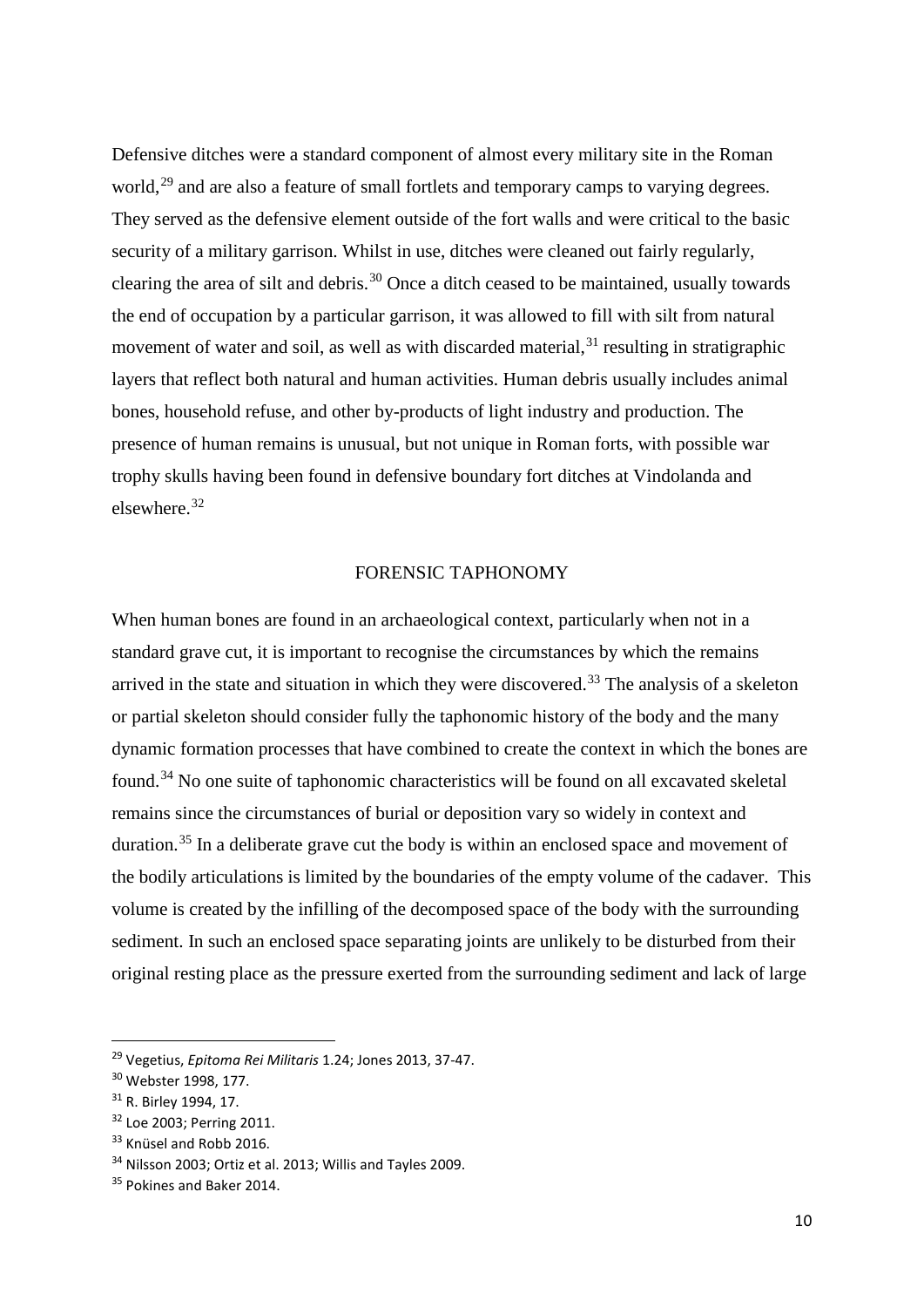Defensive ditches were a standard component of almost every military site in the Roman world,[29] and are also a feature of small fortlets and temporary camps to varying degrees. They served as the defensive element outside of the fort walls and were critical to the basic security of a military garrison. Whilst in use, ditches were cleaned out fairly regularly, clearing the area of silt and debris.[30] Once a ditch ceased to be maintained, usually towards the end of occupation by a particular garrison, it was allowed to fill with silt from natural movement of water and soil, as well as with discarded material,[31] resulting in stratigraphic layers that reflect both natural and human activities. Human debris usually includes animal bones, household refuse, and other by-products of light industry and production. The presence of human remains is unusual, but not unique in Roman forts, with possible war trophy skulls having been found in defensive boundary fort ditches at Vindolanda and elsewhere.[32]

## FORENSIC TAPHONOMY

When human bones are found in an archaeological context, particularly when not in a standard grave cut, it is important to recognise the circumstances by which the remains arrived in the state and situation in which they were discovered.[33] The analysis of a skeleton or partial skeleton should consider fully the taphonomic history of the body and the many dynamic formation processes that have combined to create the context in which the bones are found.[34] No one suite of taphonomic characteristics will be found on all excavated skeletal remains since the circumstances of burial or deposition vary so widely in context and duration.[35] In a deliberate grave cut the body is within an enclosed space and movement of the bodily articulations is limited by the boundaries of the empty volume of the cadaver. This volume is created by the infilling of the decomposed space of the body with the surrounding sediment. In such an enclosed space separating joints are unlikely to be disturbed from their original resting place as the pressure exerted from the surrounding sediment and lack of large

---

[29] Vegetius, *Epitoma Rei Militaris* 1.24; Jones 2013, 37-47.

[30] Webster 1998, 177.

[31] R. Birley 1994, 17.

[32] Loe 2003; Perring 2011.

[33] Knüsel and Robb 2016.

[34] Nilsson 2003; Ortiz et al. 2013; Willis and Tayles 2009.

[35] Pokines and Baker 2014.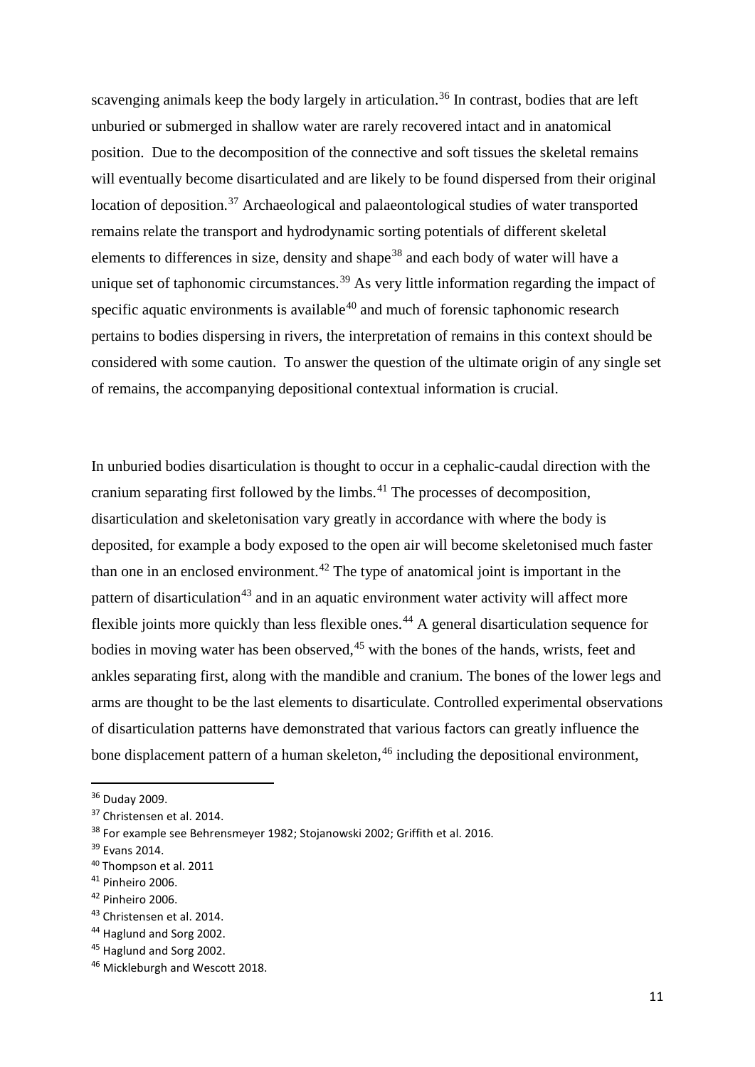scavenging animals keep the body largely in articulation.[36] In contrast, bodies that are left unburied or submerged in shallow water are rarely recovered intact and in anatomical position. Due to the decomposition of the connective and soft tissues the skeletal remains will eventually become disarticulated and are likely to be found dispersed from their original location of deposition.[37] Archaeological and palaeontological studies of water transported remains relate the transport and hydrodynamic sorting potentials of different skeletal elements to differences in size, density and shape[38] and each body of water will have a unique set of taphonomic circumstances.[39] As very little information regarding the impact of specific aquatic environments is available[40] and much of forensic taphonomic research pertains to bodies dispersing in rivers, the interpretation of remains in this context should be considered with some caution. To answer the question of the ultimate origin of any single set of remains, the accompanying depositional contextual information is crucial.

In unburied bodies disarticulation is thought to occur in a cephalic-caudal direction with the cranium separating first followed by the limbs.[41] The processes of decomposition, disarticulation and skeletonisation vary greatly in accordance with where the body is deposited, for example a body exposed to the open air will become skeletonised much faster than one in an enclosed environment.[42] The type of anatomical joint is important in the pattern of disarticulation[43] and in an aquatic environment water activity will affect more flexible joints more quickly than less flexible ones.[44] A general disarticulation sequence for bodies in moving water has been observed,[45] with the bones of the hands, wrists, feet and ankles separating first, along with the mandible and cranium. The bones of the lower legs and arms are thought to be the last elements to disarticulate. Controlled experimental observations of disarticulation patterns have demonstrated that various factors can greatly influence the bone displacement pattern of a human skeleton,[46] including the depositional environment,

[36] Duday 2009.
[37] Christensen et al. 2014.
[38] For example see Behrensmeyer 1982; Stojanowski 2002; Griffith et al. 2016.
[39] Evans 2014.
[40] Thompson et al. 2011
[41] Pinheiro 2006.
[42] Pinheiro 2006.
[43] Christensen et al. 2014.
[44] Haglund and Sorg 2002.
[45] Haglund and Sorg 2002.
[46] Mickleburgh and Wescott 2018.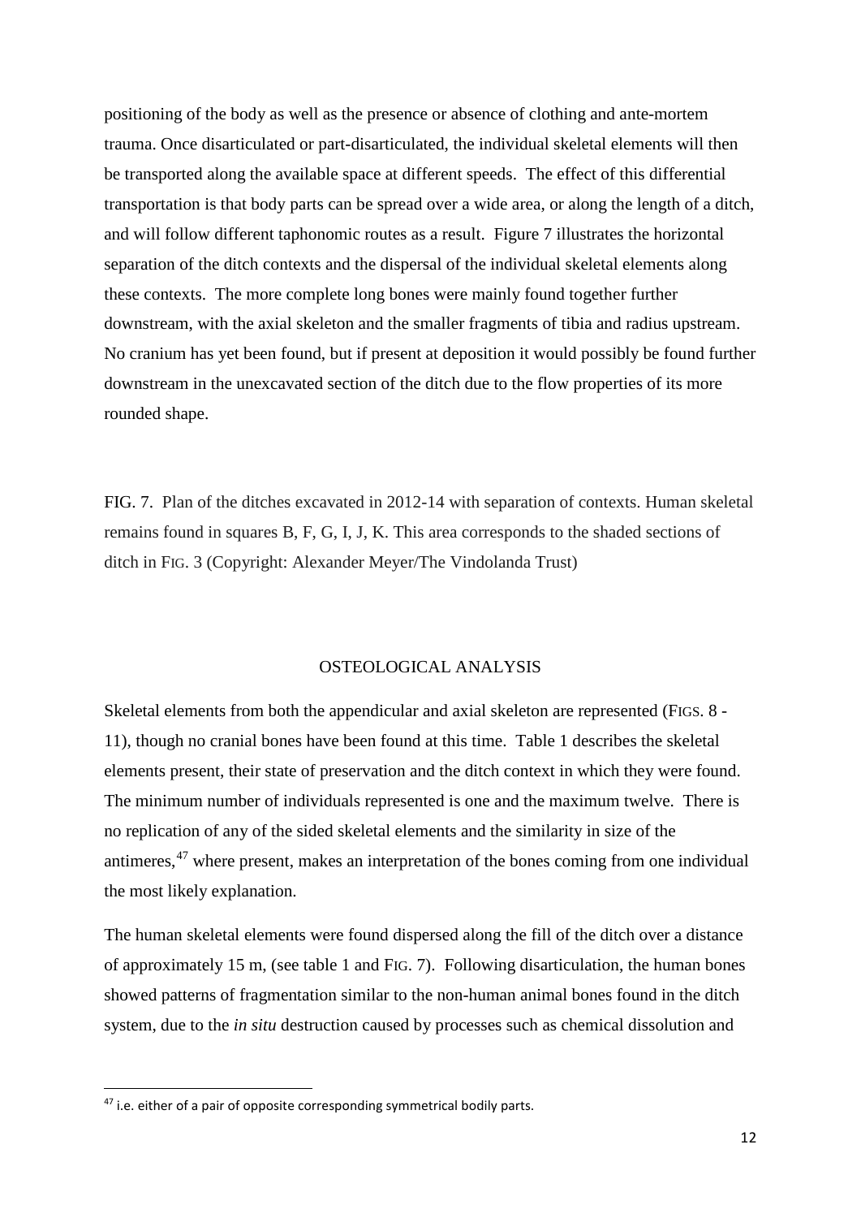positioning of the body as well as the presence or absence of clothing and ante-mortem trauma. Once disarticulated or part-disarticulated, the individual skeletal elements will then be transported along the available space at different speeds. The effect of this differential transportation is that body parts can be spread over a wide area, or along the length of a ditch, and will follow different taphonomic routes as a result. Figure 7 illustrates the horizontal separation of the ditch contexts and the dispersal of the individual skeletal elements along these contexts. The more complete long bones were mainly found together further downstream, with the axial skeleton and the smaller fragments of tibia and radius upstream. No cranium has yet been found, but if present at deposition it would possibly be found further downstream in the unexcavated section of the ditch due to the flow properties of its more rounded shape.

FIG. 7. Plan of the ditches excavated in 2012-14 with separation of contexts. Human skeletal remains found in squares B, F, G, I, J, K. This area corresponds to the shaded sections of ditch in FIG. 3 (Copyright: Alexander Meyer/The Vindolanda Trust)

## OSTEOLOGICAL ANALYSIS

Skeletal elements from both the appendicular and axial skeleton are represented (FIGS. 8 - 11), though no cranial bones have been found at this time. Table 1 describes the skeletal elements present, their state of preservation and the ditch context in which they were found. The minimum number of individuals represented is one and the maximum twelve. There is no replication of any of the sided skeletal elements and the similarity in size of the antimeres,[47] where present, makes an interpretation of the bones coming from one individual the most likely explanation.

The human skeletal elements were found dispersed along the fill of the ditch over a distance of approximately 15 m, (see table 1 and FIG. 7). Following disarticulation, the human bones showed patterns of fragmentation similar to the non-human animal bones found in the ditch system, due to the *in situ* destruction caused by processes such as chemical dissolution and

[47] i.e. either of a pair of opposite corresponding symmetrical bodily parts.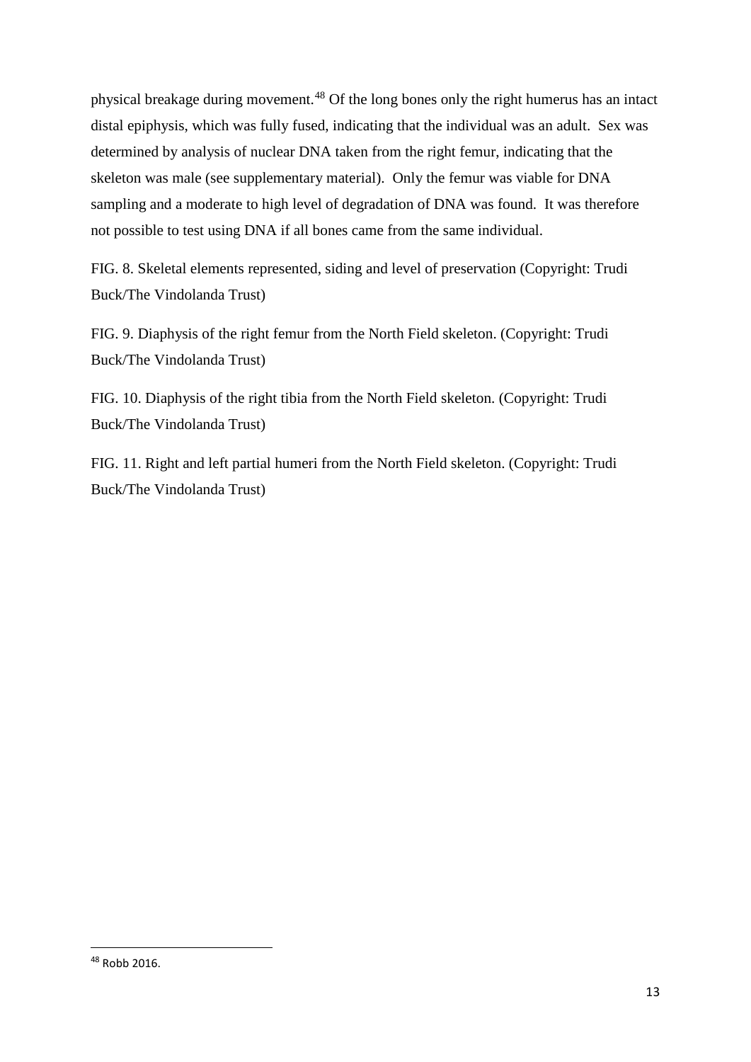physical breakage during movement.[48] Of the long bones only the right humerus has an intact distal epiphysis, which was fully fused, indicating that the individual was an adult. Sex was determined by analysis of nuclear DNA taken from the right femur, indicating that the skeleton was male (see supplementary material). Only the femur was viable for DNA sampling and a moderate to high level of degradation of DNA was found. It was therefore not possible to test using DNA if all bones came from the same individual.

FIG. 8. Skeletal elements represented, siding and level of preservation (Copyright: Trudi Buck/The Vindolanda Trust)

FIG. 9. Diaphysis of the right femur from the North Field skeleton. (Copyright: Trudi Buck/The Vindolanda Trust)

FIG. 10. Diaphysis of the right tibia from the North Field skeleton. (Copyright: Trudi Buck/The Vindolanda Trust)

FIG. 11. Right and left partial humeri from the North Field skeleton. (Copyright: Trudi Buck/The Vindolanda Trust)

[48] Robb 2016.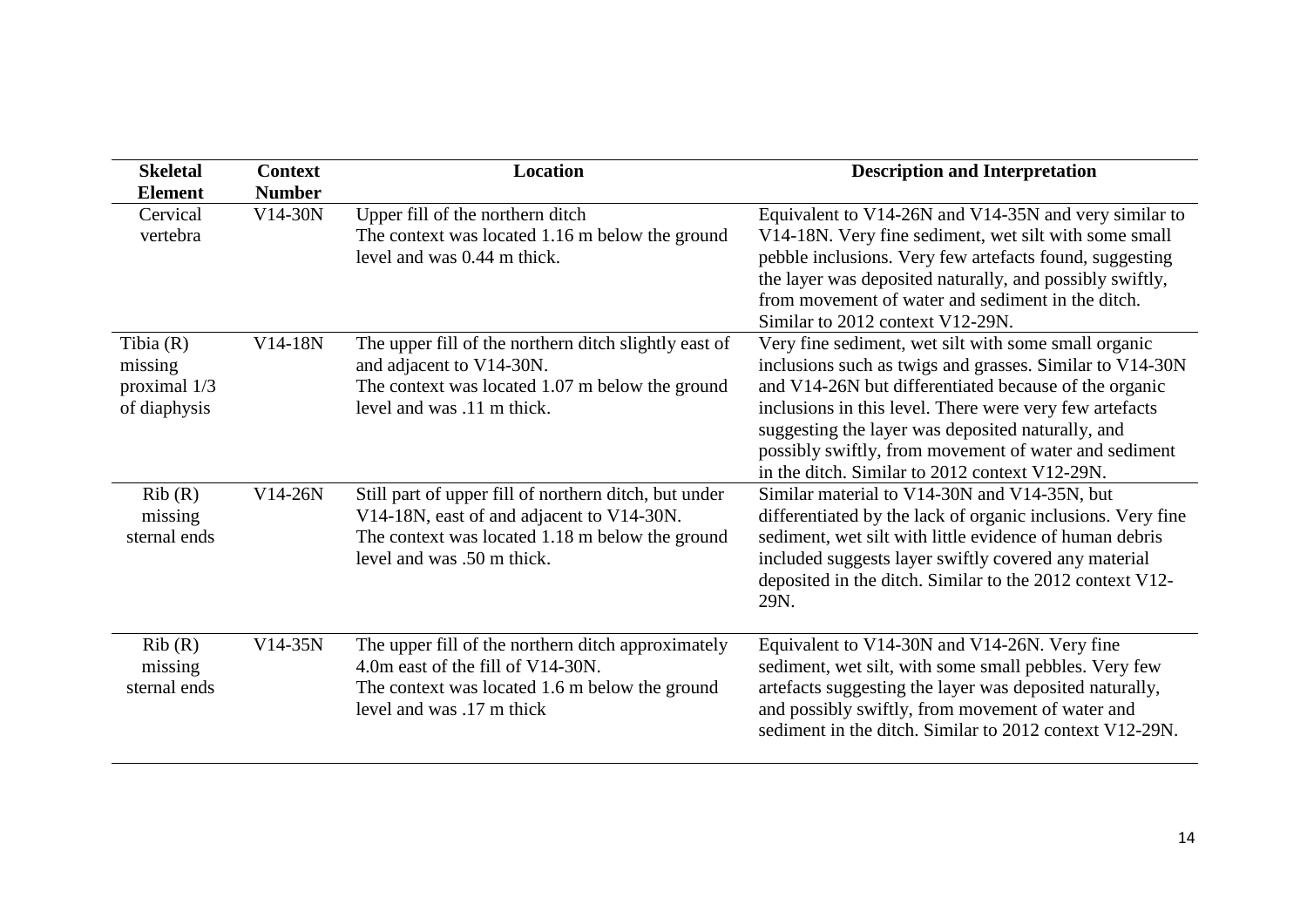| Skeletal Element | Context Number | Location | Description and Interpretation |
| --- | --- | --- | --- |
| Cervical vertebra | V14-30N | Upper fill of the northern ditch<br>The context was located 1.16 m below the ground level and was 0.44 m thick. | Equivalent to V14-26N and V14-35N and very similar to V14-18N. Very fine sediment, wet silt with some small pebble inclusions. Very few artefacts found, suggesting the layer was deposited naturally, and possibly swiftly, from movement of water and sediment in the ditch. Similar to 2012 context V12-29N. |
| Tibia (R) missing proximal 1/3 of diaphysis | V14-18N | The upper fill of the northern ditch slightly east of and adjacent to V14-30N.<br>The context was located 1.07 m below the ground level and was .11 m thick. | Very fine sediment, wet silt with some small organic inclusions such as twigs and grasses. Similar to V14-30N and V14-26N but differentiated because of the organic inclusions in this level. There were very few artefacts suggesting the layer was deposited naturally, and possibly swiftly, from movement of water and sediment in the ditch. Similar to 2012 context V12-29N. |
| Rib (R) missing sternal ends | V14-26N | Still part of upper fill of northern ditch, but under V14-18N, east of and adjacent to V14-30N.<br>The context was located 1.18 m below the ground level and was .50 m thick. | Similar material to V14-30N and V14-35N, but differentiated by the lack of organic inclusions. Very fine sediment, wet silt with little evidence of human debris included suggests layer swiftly covered any material deposited in the ditch. Similar to the 2012 context V12-29N. |
| Rib (R) missing sternal ends | V14-35N | The upper fill of the northern ditch approximately 4.0m east of the fill of V14-30N.<br>The context was located 1.6 m below the ground level and was .17 m thick | Equivalent to V14-30N and V14-26N. Very fine sediment, wet silt, with some small pebbles. Very few artefacts suggesting the layer was deposited naturally, and possibly swiftly, from movement of water and sediment in the ditch. Similar to 2012 context V12-29N. |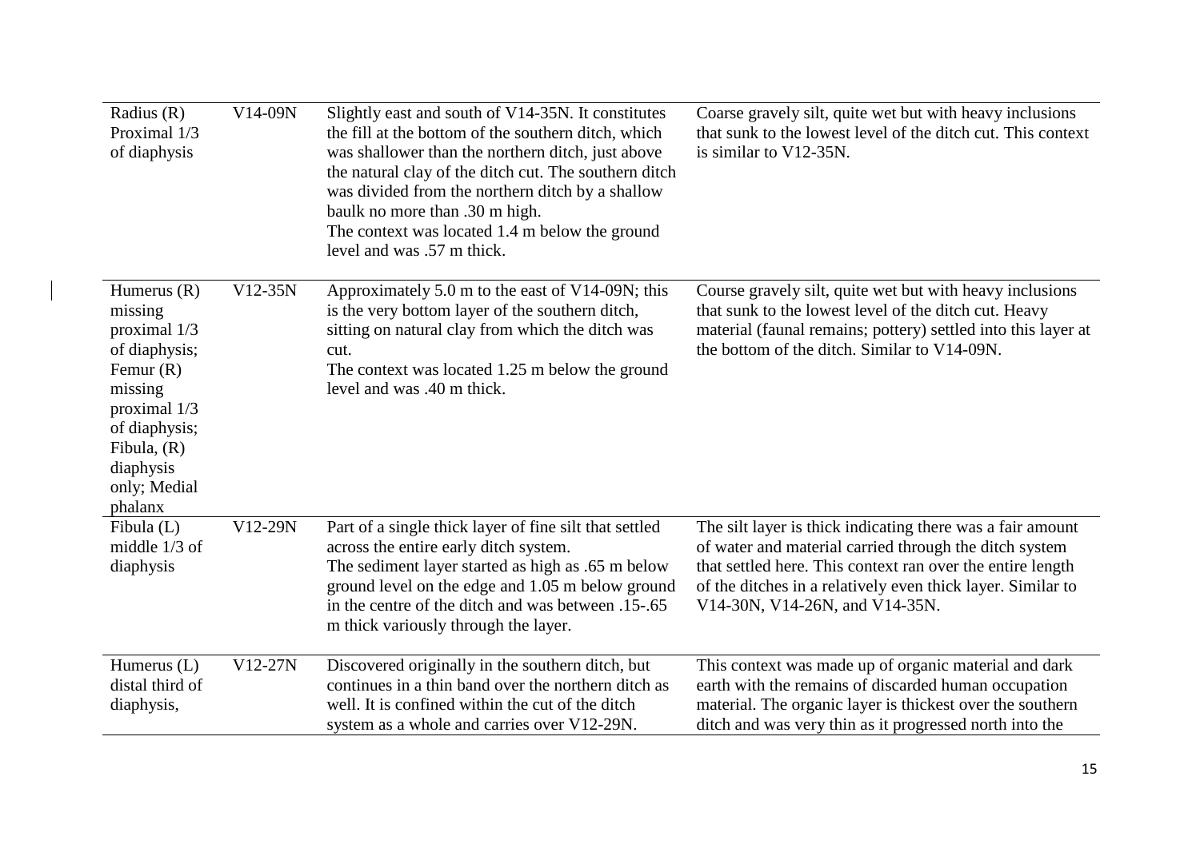| | | | |
|---|---|---|---|
| Radius (R) Proximal 1/3 of diaphysis | V14-09N | Slightly east and south of V14-35N. It constitutes the fill at the bottom of the southern ditch, which was shallower than the northern ditch, just above the natural clay of the ditch cut. The southern ditch was divided from the northern ditch by a shallow baulk no more than .30 m high. The context was located 1.4 m below the ground level and was .57 m thick. | Coarse gravely silt, quite wet but with heavy inclusions that sunk to the lowest level of the ditch cut. This context is similar to V12-35N. |
| Humerus (R) missing proximal 1/3 of diaphysis; Femur (R) missing proximal 1/3 of diaphysis; Fibula, (R) diaphysis only; Medial phalanx | V12-35N | Approximately 5.0 m to the east of V14-09N; this is the very bottom layer of the southern ditch, sitting on natural clay from which the ditch was cut. The context was located 1.25 m below the ground level and was .40 m thick. | Course gravely silt, quite wet but with heavy inclusions that sunk to the lowest level of the ditch cut. Heavy material (faunal remains; pottery) settled into this layer at the bottom of the ditch. Similar to V14-09N. |
| Fibula (L) middle 1/3 of diaphysis | V12-29N | Part of a single thick layer of fine silt that settled across the entire early ditch system. The sediment layer started as high as .65 m below ground level on the edge and 1.05 m below ground in the centre of the ditch and was between .15-.65 m thick variously through the layer. | The silt layer is thick indicating there was a fair amount of water and material carried through the ditch system that settled here. This context ran over the entire length of the ditches in a relatively even thick layer. Similar to V14-30N, V14-26N, and V14-35N. |
| Humerus (L) distal third of diaphysis, | V12-27N | Discovered originally in the southern ditch, but continues in a thin band over the northern ditch as well. It is confined within the cut of the ditch system as a whole and carries over V12-29N. | This context was made up of organic material and dark earth with the remains of discarded human occupation material. The organic layer is thickest over the southern ditch and was very thin as it progressed north into the |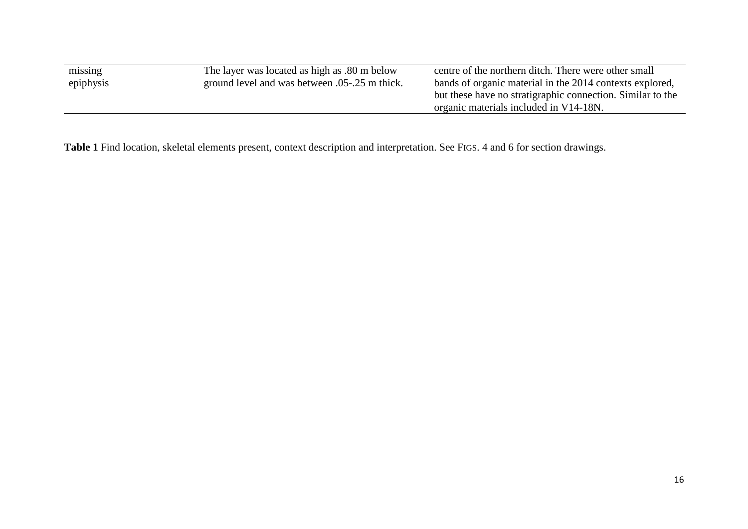| | | |
|---|---|---|
| missing epiphysis | The layer was located as high as .80 m below ground level and was between .05-.25 m thick. | centre of the northern ditch. There were other small bands of organic material in the 2014 contexts explored, but these have no stratigraphic connection. Similar to the organic materials included in V14-18N. |

**Table 1** Find location, skeletal elements present, context description and interpretation. See FIGS. 4 and 6 for section drawings.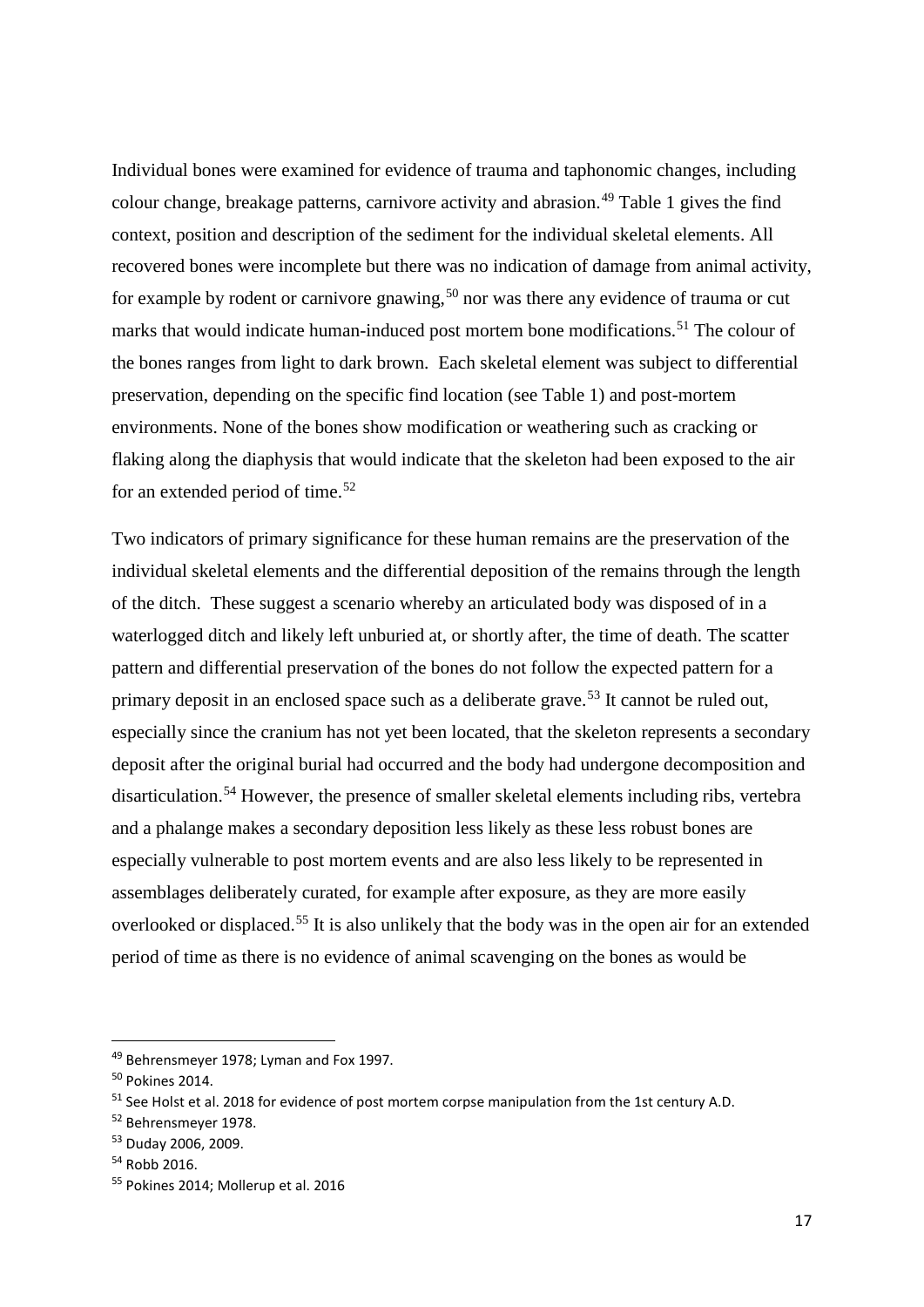Individual bones were examined for evidence of trauma and taphonomic changes, including colour change, breakage patterns, carnivore activity and abrasion.[49] Table 1 gives the find context, position and description of the sediment for the individual skeletal elements. All recovered bones were incomplete but there was no indication of damage from animal activity, for example by rodent or carnivore gnawing,[50] nor was there any evidence of trauma or cut marks that would indicate human-induced post mortem bone modifications.[51] The colour of the bones ranges from light to dark brown. Each skeletal element was subject to differential preservation, depending on the specific find location (see Table 1) and post-mortem environments. None of the bones show modification or weathering such as cracking or flaking along the diaphysis that would indicate that the skeleton had been exposed to the air for an extended period of time.[52]

Two indicators of primary significance for these human remains are the preservation of the individual skeletal elements and the differential deposition of the remains through the length of the ditch. These suggest a scenario whereby an articulated body was disposed of in a waterlogged ditch and likely left unburied at, or shortly after, the time of death. The scatter pattern and differential preservation of the bones do not follow the expected pattern for a primary deposit in an enclosed space such as a deliberate grave.[53] It cannot be ruled out, especially since the cranium has not yet been located, that the skeleton represents a secondary deposit after the original burial had occurred and the body had undergone decomposition and disarticulation.[54] However, the presence of smaller skeletal elements including ribs, vertebra and a phalange makes a secondary deposition less likely as these less robust bones are especially vulnerable to post mortem events and are also less likely to be represented in assemblages deliberately curated, for example after exposure, as they are more easily overlooked or displaced.[55] It is also unlikely that the body was in the open air for an extended period of time as there is no evidence of animal scavenging on the bones as would be

---

[49] Behrensmeyer 1978; Lyman and Fox 1997.

[50] Pokines 2014.

[51] See Holst et al. 2018 for evidence of post mortem corpse manipulation from the 1st century A.D.

[52] Behrensmeyer 1978.

[53] Duday 2006, 2009.

[54] Robb 2016.

[55] Pokines 2014; Mollerup et al. 2016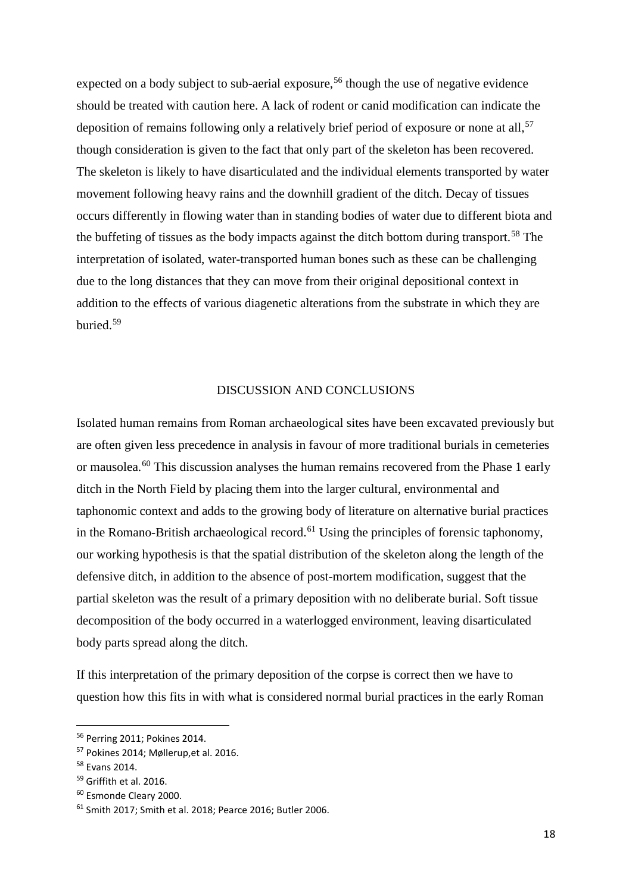expected on a body subject to sub-aerial exposure,[56] though the use of negative evidence should be treated with caution here. A lack of rodent or canid modification can indicate the deposition of remains following only a relatively brief period of exposure or none at all,[57] though consideration is given to the fact that only part of the skeleton has been recovered. The skeleton is likely to have disarticulated and the individual elements transported by water movement following heavy rains and the downhill gradient of the ditch. Decay of tissues occurs differently in flowing water than in standing bodies of water due to different biota and the buffeting of tissues as the body impacts against the ditch bottom during transport.[58] The interpretation of isolated, water-transported human bones such as these can be challenging due to the long distances that they can move from their original depositional context in addition to the effects of various diagenetic alterations from the substrate in which they are buried.[59]

## DISCUSSION AND CONCLUSIONS

Isolated human remains from Roman archaeological sites have been excavated previously but are often given less precedence in analysis in favour of more traditional burials in cemeteries or mausolea.[60] This discussion analyses the human remains recovered from the Phase 1 early ditch in the North Field by placing them into the larger cultural, environmental and taphonomic context and adds to the growing body of literature on alternative burial practices in the Romano-British archaeological record.[61] Using the principles of forensic taphonomy, our working hypothesis is that the spatial distribution of the skeleton along the length of the defensive ditch, in addition to the absence of post-mortem modification, suggest that the partial skeleton was the result of a primary deposition with no deliberate burial. Soft tissue decomposition of the body occurred in a waterlogged environment, leaving disarticulated body parts spread along the ditch.

If this interpretation of the primary deposition of the corpse is correct then we have to question how this fits in with what is considered normal burial practices in the early Roman

---

[56] Perring 2011; Pokines 2014.

[57] Pokines 2014; Møllerup,et al. 2016.

[58] Evans 2014.

[59] Griffith et al. 2016.

[60] Esmonde Cleary 2000.

[61] Smith 2017; Smith et al. 2018; Pearce 2016; Butler 2006.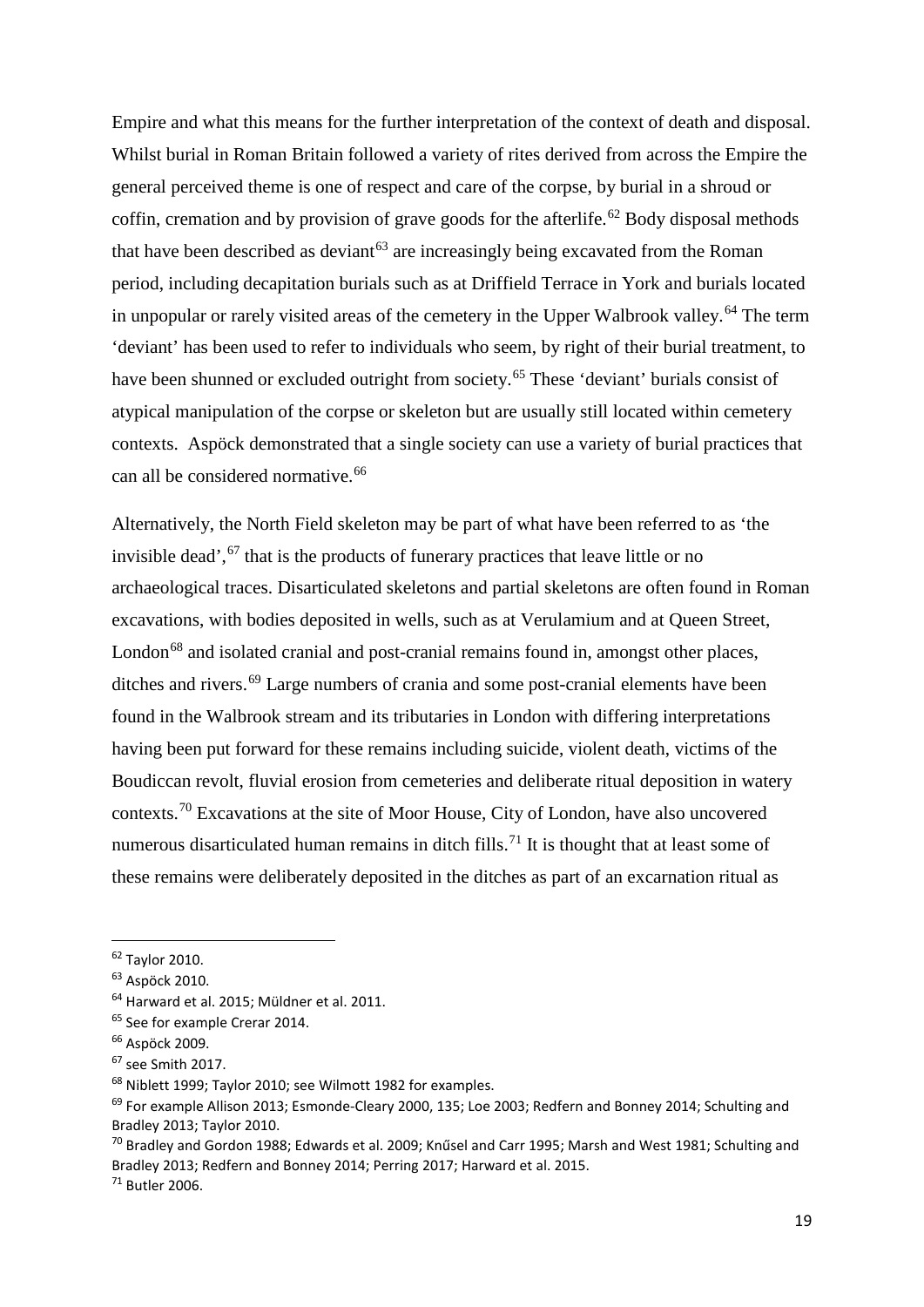Empire and what this means for the further interpretation of the context of death and disposal. Whilst burial in Roman Britain followed a variety of rites derived from across the Empire the general perceived theme is one of respect and care of the corpse, by burial in a shroud or coffin, cremation and by provision of grave goods for the afterlife.[62] Body disposal methods that have been described as deviant[63] are increasingly being excavated from the Roman period, including decapitation burials such as at Driffield Terrace in York and burials located in unpopular or rarely visited areas of the cemetery in the Upper Walbrook valley.[64] The term 'deviant' has been used to refer to individuals who seem, by right of their burial treatment, to have been shunned or excluded outright from society.[65] These 'deviant' burials consist of atypical manipulation of the corpse or skeleton but are usually still located within cemetery contexts. Aspöck demonstrated that a single society can use a variety of burial practices that can all be considered normative.[66]

Alternatively, the North Field skeleton may be part of what have been referred to as 'the invisible dead',[67] that is the products of funerary practices that leave little or no archaeological traces. Disarticulated skeletons and partial skeletons are often found in Roman excavations, with bodies deposited in wells, such as at Verulamium and at Queen Street, London[68] and isolated cranial and post-cranial remains found in, amongst other places, ditches and rivers.[69] Large numbers of crania and some post-cranial elements have been found in the Walbrook stream and its tributaries in London with differing interpretations having been put forward for these remains including suicide, violent death, victims of the Boudiccan revolt, fluvial erosion from cemeteries and deliberate ritual deposition in watery contexts.[70] Excavations at the site of Moor House, City of London, have also uncovered numerous disarticulated human remains in ditch fills.[71] It is thought that at least some of these remains were deliberately deposited in the ditches as part of an excarnation ritual as

---

[62] Taylor 2010.

[63] Aspöck 2010.

[64] Harward et al. 2015; Müldner et al. 2011.

[65] See for example Crerar 2014.

[66] Aspöck 2009.

[67] see Smith 2017.

[68] Niblett 1999; Taylor 2010; see Wilmott 1982 for examples.

[69] For example Allison 2013; Esmonde-Cleary 2000, 135; Loe 2003; Redfern and Bonney 2014; Schulting and Bradley 2013; Taylor 2010.

[70] Bradley and Gordon 1988; Edwards et al. 2009; Knűsel and Carr 1995; Marsh and West 1981; Schulting and Bradley 2013; Redfern and Bonney 2014; Perring 2017; Harward et al. 2015.

[71] Butler 2006.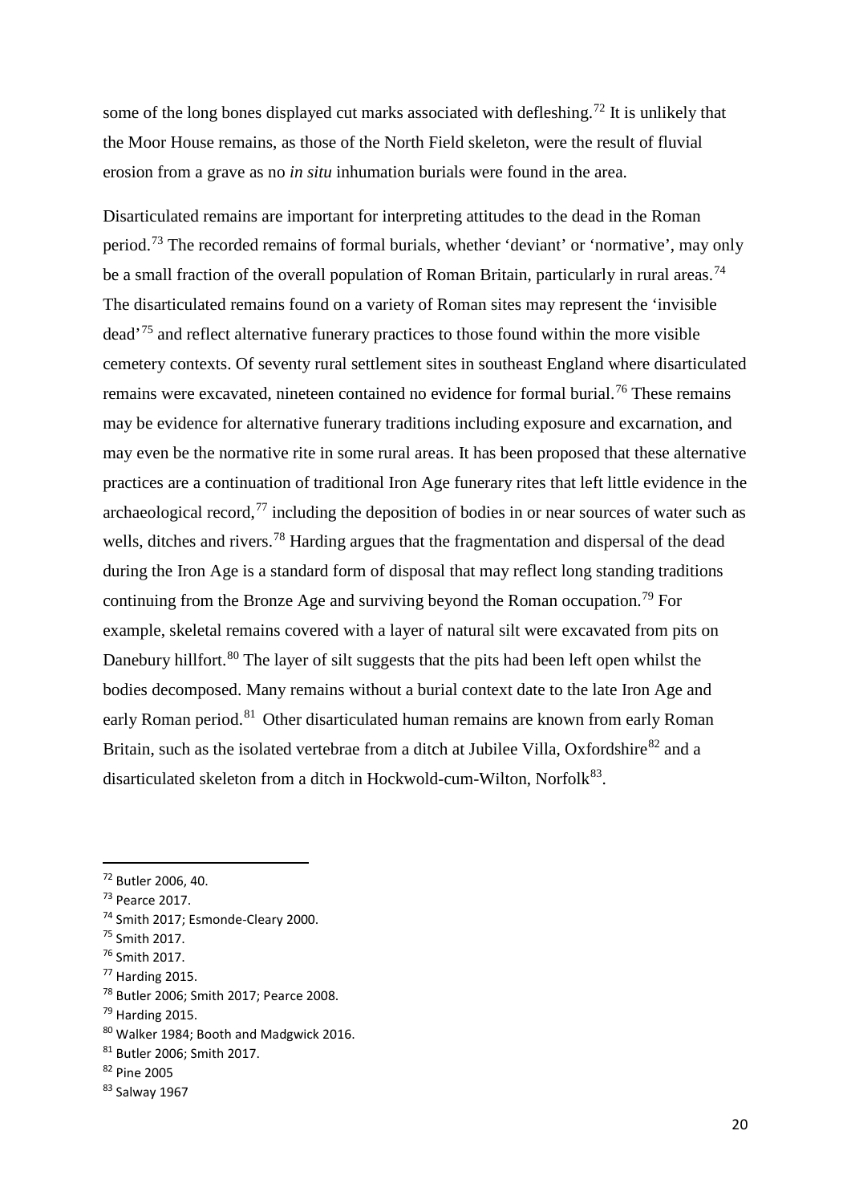some of the long bones displayed cut marks associated with defleshing.[72] It is unlikely that the Moor House remains, as those of the North Field skeleton, were the result of fluvial erosion from a grave as no *in situ* inhumation burials were found in the area.

Disarticulated remains are important for interpreting attitudes to the dead in the Roman period.[73] The recorded remains of formal burials, whether 'deviant' or 'normative', may only be a small fraction of the overall population of Roman Britain, particularly in rural areas.[74] The disarticulated remains found on a variety of Roman sites may represent the 'invisible dead'[75] and reflect alternative funerary practices to those found within the more visible cemetery contexts. Of seventy rural settlement sites in southeast England where disarticulated remains were excavated, nineteen contained no evidence for formal burial.[76] These remains may be evidence for alternative funerary traditions including exposure and excarnation, and may even be the normative rite in some rural areas. It has been proposed that these alternative practices are a continuation of traditional Iron Age funerary rites that left little evidence in the archaeological record,[77] including the deposition of bodies in or near sources of water such as wells, ditches and rivers.[78] Harding argues that the fragmentation and dispersal of the dead during the Iron Age is a standard form of disposal that may reflect long standing traditions continuing from the Bronze Age and surviving beyond the Roman occupation.[79] For example, skeletal remains covered with a layer of natural silt were excavated from pits on Danebury hillfort.[80] The layer of silt suggests that the pits had been left open whilst the bodies decomposed. Many remains without a burial context date to the late Iron Age and early Roman period.[81] Other disarticulated human remains are known from early Roman Britain, such as the isolated vertebrae from a ditch at Jubilee Villa, Oxfordshire[82] and a disarticulated skeleton from a ditch in Hockwold-cum-Wilton, Norfolk[83].

---

[72] Butler 2006, 40.
[73] Pearce 2017.
[74] Smith 2017; Esmonde-Cleary 2000.
[75] Smith 2017.
[76] Smith 2017.
[77] Harding 2015.
[78] Butler 2006; Smith 2017; Pearce 2008.
[79] Harding 2015.
[80] Walker 1984; Booth and Madgwick 2016.
[81] Butler 2006; Smith 2017.
[82] Pine 2005
[83] Salway 1967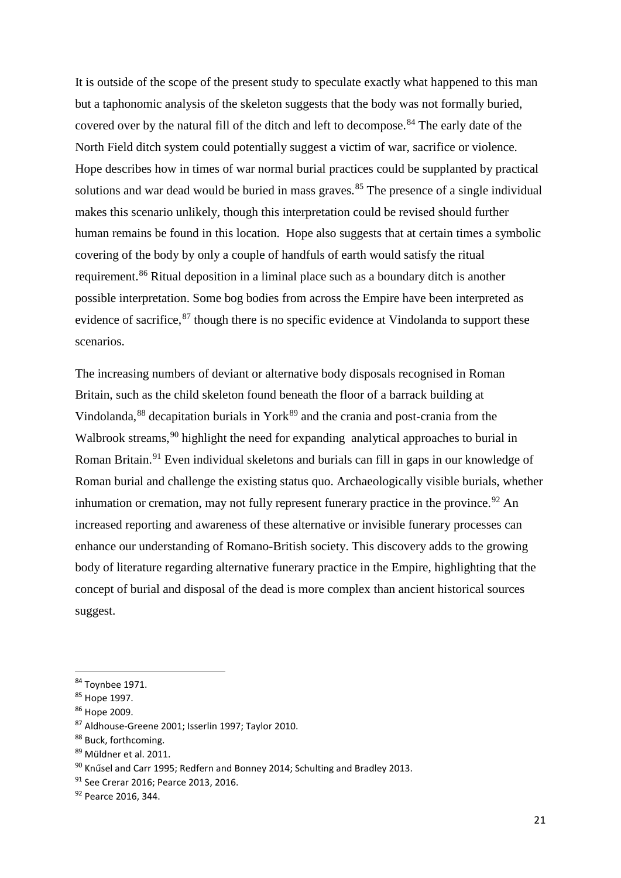It is outside of the scope of the present study to speculate exactly what happened to this man but a taphonomic analysis of the skeleton suggests that the body was not formally buried, covered over by the natural fill of the ditch and left to decompose.[84] The early date of the North Field ditch system could potentially suggest a victim of war, sacrifice or violence. Hope describes how in times of war normal burial practices could be supplanted by practical solutions and war dead would be buried in mass graves.[85] The presence of a single individual makes this scenario unlikely, though this interpretation could be revised should further human remains be found in this location. Hope also suggests that at certain times a symbolic covering of the body by only a couple of handfuls of earth would satisfy the ritual requirement.[86] Ritual deposition in a liminal place such as a boundary ditch is another possible interpretation. Some bog bodies from across the Empire have been interpreted as evidence of sacrifice,[87] though there is no specific evidence at Vindolanda to support these scenarios.

The increasing numbers of deviant or alternative body disposals recognised in Roman Britain, such as the child skeleton found beneath the floor of a barrack building at Vindolanda,[88] decapitation burials in York[89] and the crania and post-crania from the Walbrook streams,[90] highlight the need for expanding analytical approaches to burial in Roman Britain.[91] Even individual skeletons and burials can fill in gaps in our knowledge of Roman burial and challenge the existing status quo. Archaeologically visible burials, whether inhumation or cremation, may not fully represent funerary practice in the province.[92] An increased reporting and awareness of these alternative or invisible funerary processes can enhance our understanding of Romano-British society. This discovery adds to the growing body of literature regarding alternative funerary practice in the Empire, highlighting that the concept of burial and disposal of the dead is more complex than ancient historical sources suggest.

---

[84] Toynbee 1971.

[85] Hope 1997.

[86] Hope 2009.

[87] Aldhouse-Greene 2001; Isserlin 1997; Taylor 2010.

[88] Buck, forthcoming.

[89] Müldner et al. 2011.

[90] Knűsel and Carr 1995; Redfern and Bonney 2014; Schulting and Bradley 2013.

[91] See Crerar 2016; Pearce 2013, 2016.

[92] Pearce 2016, 344.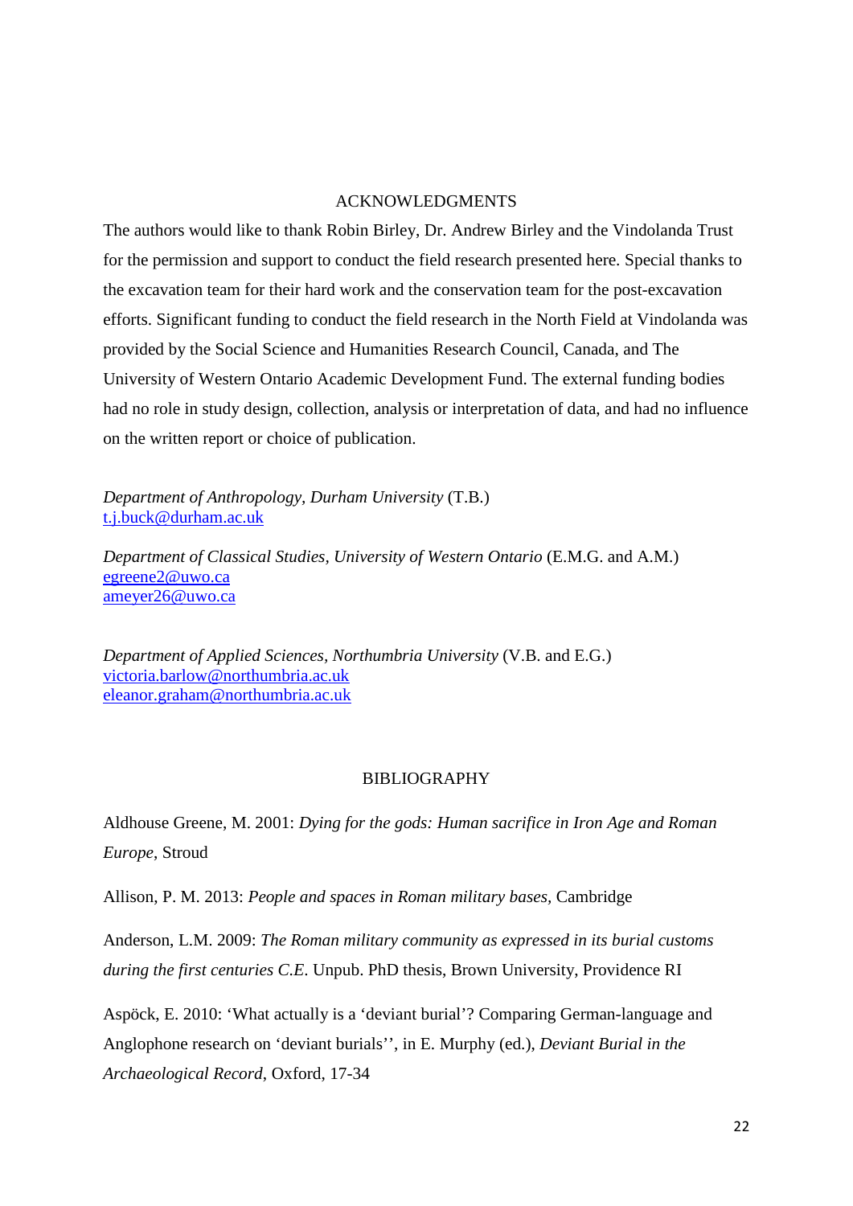## ACKNOWLEDGMENTS

The authors would like to thank Robin Birley, Dr. Andrew Birley and the Vindolanda Trust for the permission and support to conduct the field research presented here. Special thanks to the excavation team for their hard work and the conservation team for the post-excavation efforts. Significant funding to conduct the field research in the North Field at Vindolanda was provided by the Social Science and Humanities Research Council, Canada, and The University of Western Ontario Academic Development Fund. The external funding bodies had no role in study design, collection, analysis or interpretation of data, and had no influence on the written report or choice of publication.

*Department of Anthropology, Durham University* (T.B.)
t.j.buck@durham.ac.uk

*Department of Classical Studies, University of Western Ontario* (E.M.G. and A.M.)
egreene2@uwo.ca
ameyer26@uwo.ca

*Department of Applied Sciences, Northumbria University* (V.B. and E.G.)
victoria.barlow@northumbria.ac.uk
eleanor.graham@northumbria.ac.uk

## BIBLIOGRAPHY

Aldhouse Greene, M. 2001: *Dying for the gods: Human sacrifice in Iron Age and Roman Europe*, Stroud

Allison, P. M. 2013: *People and spaces in Roman military bases*, Cambridge

Anderson, L.M. 2009: *The Roman military community as expressed in its burial customs during the first centuries C.E.* Unpub. PhD thesis, Brown University, Providence RI

Aspöck, E. 2010: 'What actually is a 'deviant burial'? Comparing German-language and Anglophone research on 'deviant burials'', in E. Murphy (ed.), *Deviant Burial in the Archaeological Record*, Oxford, 17-34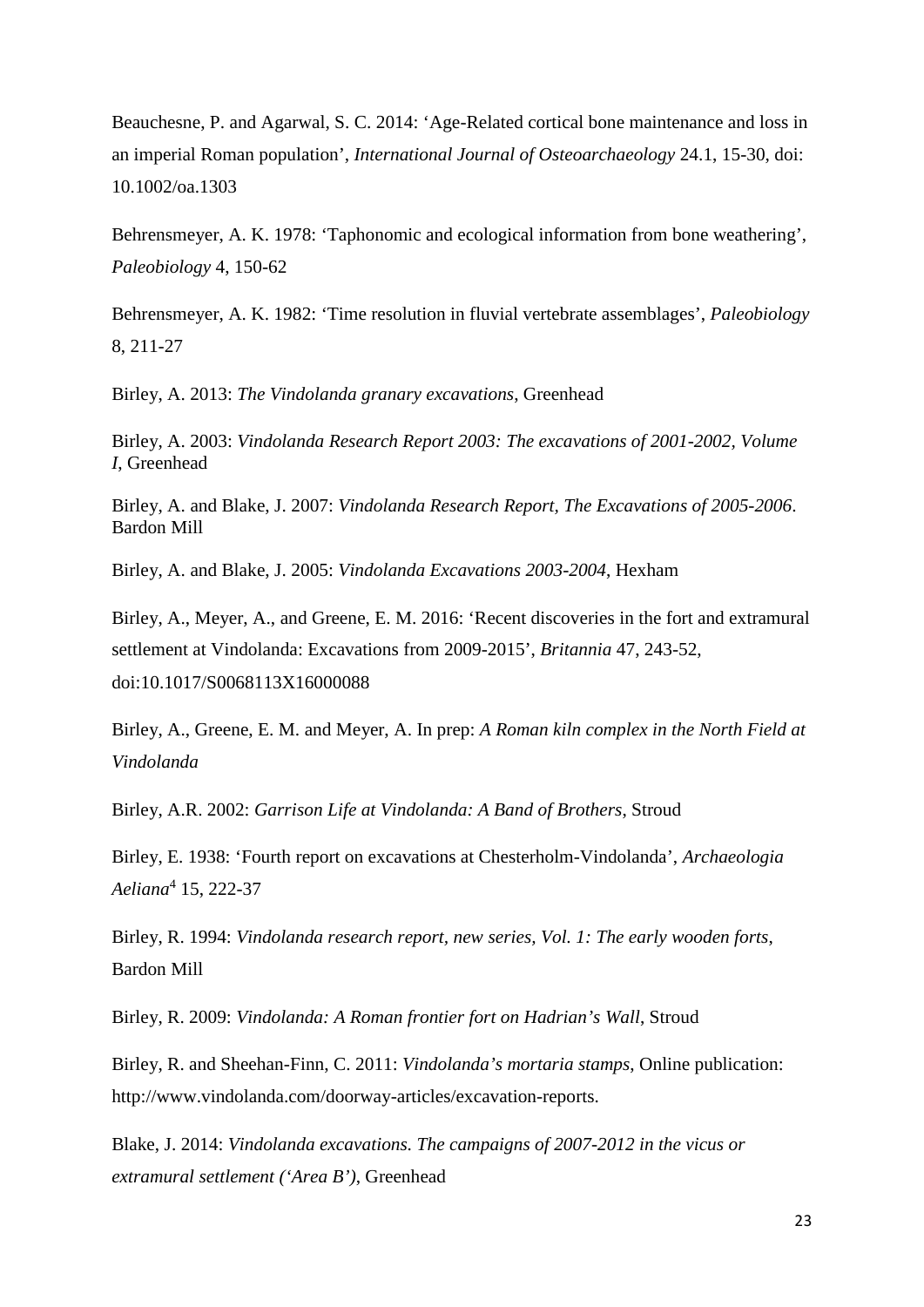Beauchesne, P. and Agarwal, S. C. 2014: 'Age-Related cortical bone maintenance and loss in an imperial Roman population', *International Journal of Osteoarchaeology* 24.1, 15-30, doi: 10.1002/oa.1303

Behrensmeyer, A. K. 1978: 'Taphonomic and ecological information from bone weathering', *Paleobiology* 4, 150-62

Behrensmeyer, A. K. 1982: 'Time resolution in fluvial vertebrate assemblages', *Paleobiology* 8, 211-27

Birley, A. 2013: *The Vindolanda granary excavations*, Greenhead

Birley, A. 2003: *Vindolanda Research Report 2003: The excavations of 2001-2002, Volume I*, Greenhead

Birley, A. and Blake, J. 2007: *Vindolanda Research Report, The Excavations of 2005-2006*. Bardon Mill

Birley, A. and Blake, J. 2005: *Vindolanda Excavations 2003-2004*, Hexham

Birley, A., Meyer, A., and Greene, E. M. 2016: 'Recent discoveries in the fort and extramural settlement at Vindolanda: Excavations from 2009-2015', *Britannia* 47, 243-52, doi:10.1017/S0068113X16000088

Birley, A., Greene, E. M. and Meyer, A. In prep: *A Roman kiln complex in the North Field at Vindolanda*

Birley, A.R. 2002: *Garrison Life at Vindolanda: A Band of Brothers*, Stroud

Birley, E. 1938: 'Fourth report on excavations at Chesterholm-Vindolanda', *Archaeologia Aeliana*[4] 15, 222-37

Birley, R. 1994: *Vindolanda research report, new series, Vol. 1: The early wooden forts*, Bardon Mill

Birley, R. 2009: *Vindolanda: A Roman frontier fort on Hadrian's Wall*, Stroud

Birley, R. and Sheehan-Finn, C. 2011: *Vindolanda's mortaria stamps*, Online publication: http://www.vindolanda.com/doorway-articles/excavation-reports.

Blake, J. 2014: *Vindolanda excavations. The campaigns of 2007-2012 in the vicus or extramural settlement ('Area B')*, Greenhead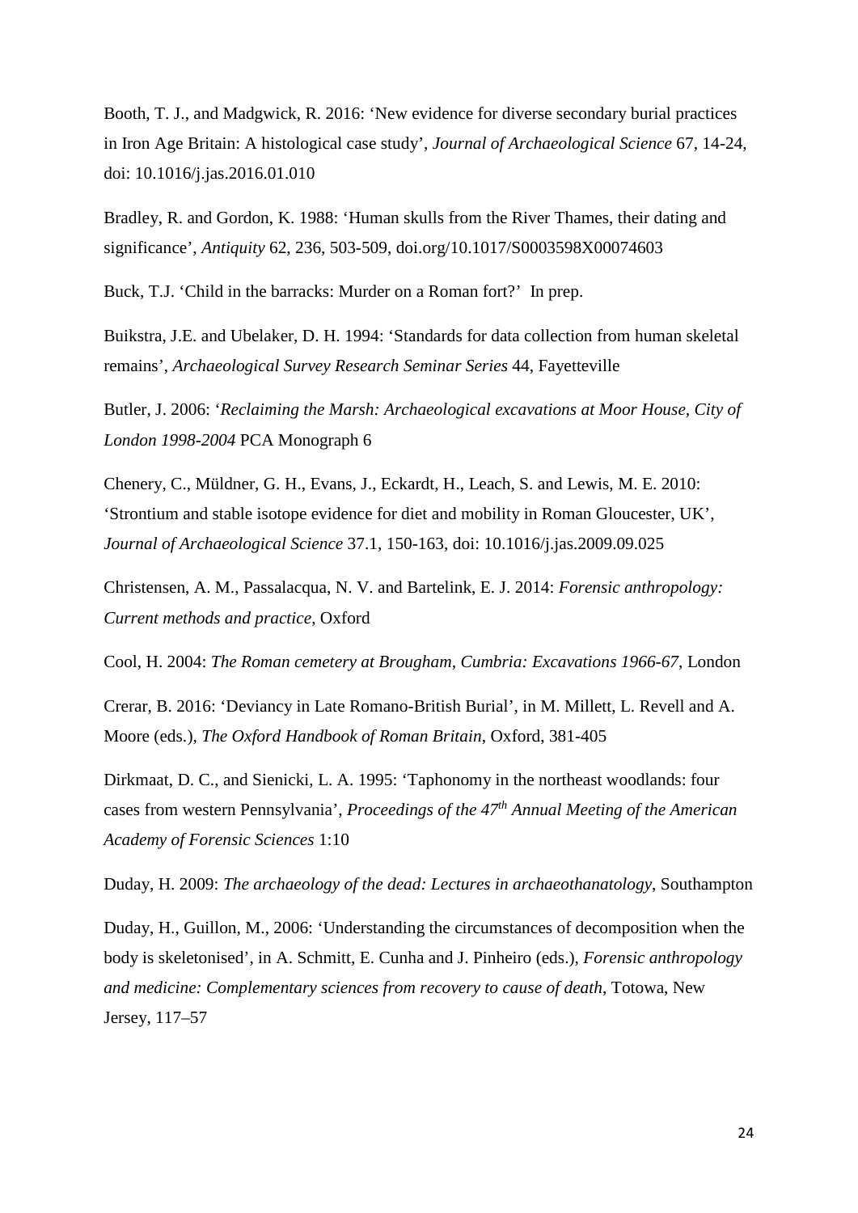Booth, T. J., and Madgwick, R. 2016: 'New evidence for diverse secondary burial practices in Iron Age Britain: A histological case study', *Journal of Archaeological Science* 67, 14-24, doi: 10.1016/j.jas.2016.01.010

Bradley, R. and Gordon, K. 1988: 'Human skulls from the River Thames, their dating and significance', *Antiquity* 62, 236, 503-509, doi.org/10.1017/S0003598X00074603

Buck, T.J. 'Child in the barracks: Murder on a Roman fort?' In prep.

Buikstra, J.E. and Ubelaker, D. H. 1994: 'Standards for data collection from human skeletal remains', *Archaeological Survey Research Seminar Series* 44, Fayetteville

Butler, J. 2006: '*Reclaiming the Marsh: Archaeological excavations at Moor House, City of London 1998-2004* PCA Monograph 6

Chenery, C., Müldner, G. H., Evans, J., Eckardt, H., Leach, S. and Lewis, M. E. 2010: 'Strontium and stable isotope evidence for diet and mobility in Roman Gloucester, UK', *Journal of Archaeological Science* 37.1, 150-163, doi: 10.1016/j.jas.2009.09.025

Christensen, A. M., Passalacqua, N. V. and Bartelink, E. J. 2014: *Forensic anthropology: Current methods and practice*, Oxford

Cool, H. 2004: *The Roman cemetery at Brougham, Cumbria: Excavations 1966-67*, London

Crerar, B. 2016: 'Deviancy in Late Romano-British Burial', in M. Millett, L. Revell and A. Moore (eds.), *The Oxford Handbook of Roman Britain*, Oxford, 381-405

Dirkmaat, D. C., and Sienicki, L. A. 1995: 'Taphonomy in the northeast woodlands: four cases from western Pennsylvania', *Proceedings of the 47th Annual Meeting of the American Academy of Forensic Sciences* 1:10

Duday, H. 2009: *The archaeology of the dead: Lectures in archaeothanatology*, Southampton

Duday, H., Guillon, M., 2006: 'Understanding the circumstances of decomposition when the body is skeletonised', in A. Schmitt, E. Cunha and J. Pinheiro (eds.), *Forensic anthropology and medicine: Complementary sciences from recovery to cause of death*, Totowa, New Jersey, 117–57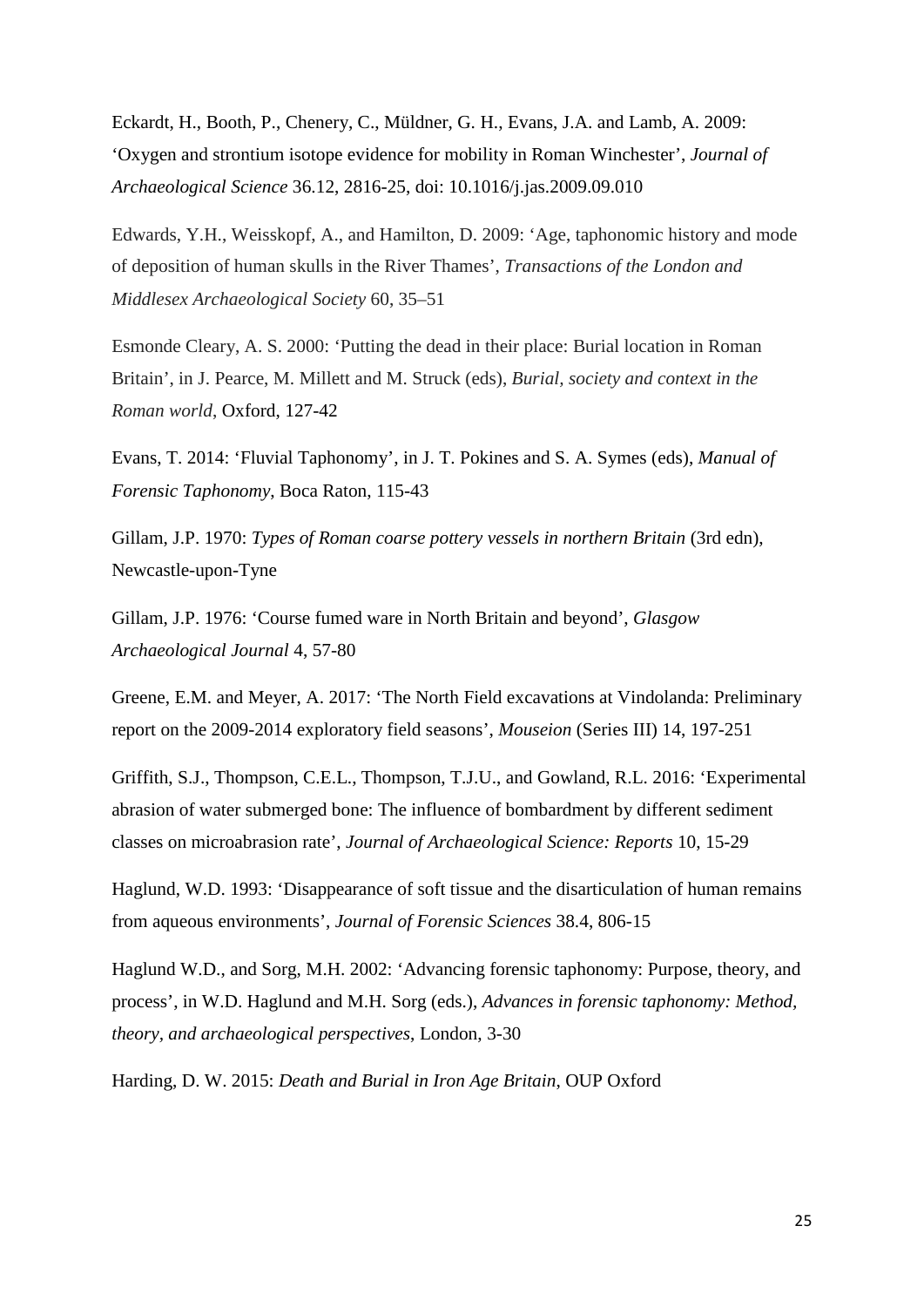Eckardt, H., Booth, P., Chenery, C., Müldner, G. H., Evans, J.A. and Lamb, A. 2009: 'Oxygen and strontium isotope evidence for mobility in Roman Winchester', *Journal of Archaeological Science* 36.12, 2816-25, doi: 10.1016/j.jas.2009.09.010

Edwards, Y.H., Weisskopf, A., and Hamilton, D. 2009: 'Age, taphonomic history and mode of deposition of human skulls in the River Thames', *Transactions of the London and Middlesex Archaeological Society* 60, 35–51

Esmonde Cleary, A. S. 2000: 'Putting the dead in their place: Burial location in Roman Britain', in J. Pearce, M. Millett and M. Struck (eds), *Burial, society and context in the Roman world*, Oxford, 127-42

Evans, T. 2014: 'Fluvial Taphonomy', in J. T. Pokines and S. A. Symes (eds), *Manual of Forensic Taphonomy*, Boca Raton, 115-43

Gillam, J.P. 1970: *Types of Roman coarse pottery vessels in northern Britain* (3rd edn), Newcastle-upon-Tyne

Gillam, J.P. 1976: 'Course fumed ware in North Britain and beyond', *Glasgow Archaeological Journal* 4, 57-80

Greene, E.M. and Meyer, A. 2017: 'The North Field excavations at Vindolanda: Preliminary report on the 2009-2014 exploratory field seasons', *Mouseion* (Series III) 14, 197-251

Griffith, S.J., Thompson, C.E.L., Thompson, T.J.U., and Gowland, R.L. 2016: 'Experimental abrasion of water submerged bone: The influence of bombardment by different sediment classes on microabrasion rate', *Journal of Archaeological Science: Reports* 10, 15-29

Haglund, W.D. 1993: 'Disappearance of soft tissue and the disarticulation of human remains from aqueous environments', *Journal of Forensic Sciences* 38.4, 806-15

Haglund W.D., and Sorg, M.H. 2002: 'Advancing forensic taphonomy: Purpose, theory, and process', in W.D. Haglund and M.H. Sorg (eds.), *Advances in forensic taphonomy: Method, theory, and archaeological perspectives*, London, 3-30

Harding, D. W. 2015: *Death and Burial in Iron Age Britain*, OUP Oxford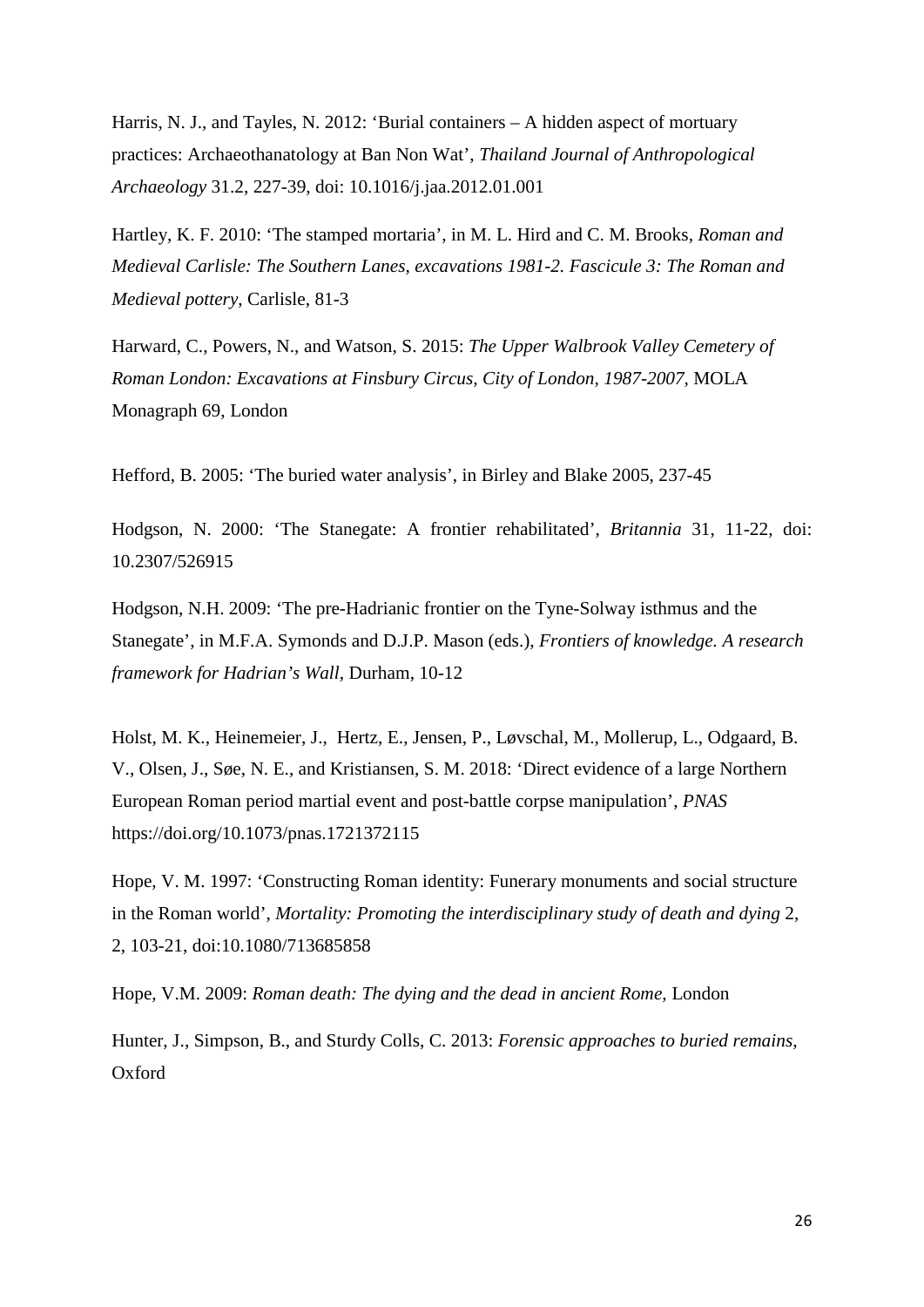Harris, N. J., and Tayles, N. 2012: 'Burial containers – A hidden aspect of mortuary practices: Archaeothanatology at Ban Non Wat', *Thailand Journal of Anthropological Archaeology* 31.2, 227-39, doi: 10.1016/j.jaa.2012.01.001

Hartley, K. F. 2010: 'The stamped mortaria', in M. L. Hird and C. M. Brooks, *Roman and Medieval Carlisle: The Southern Lanes, excavations 1981-2. Fascicule 3: The Roman and Medieval pottery*, Carlisle, 81-3

Harward, C., Powers, N., and Watson, S. 2015: *The Upper Walbrook Valley Cemetery of Roman London: Excavations at Finsbury Circus, City of London, 1987-2007*, MOLA Monagraph 69, London

Hefford, B. 2005: 'The buried water analysis', in Birley and Blake 2005, 237-45

Hodgson, N. 2000: 'The Stanegate: A frontier rehabilitated', *Britannia* 31, 11-22, doi: 10.2307/526915

Hodgson, N.H. 2009: 'The pre-Hadrianic frontier on the Tyne-Solway isthmus and the Stanegate', in M.F.A. Symonds and D.J.P. Mason (eds.), *Frontiers of knowledge. A research framework for Hadrian's Wall*, Durham, 10-12

Holst, M. K., Heinemeier, J., Hertz, E., Jensen, P., Løvschal, M., Mollerup, L., Odgaard, B. V., Olsen, J., Søe, N. E., and Kristiansen, S. M. 2018: 'Direct evidence of a large Northern European Roman period martial event and post-battle corpse manipulation', *PNAS* https://doi.org/10.1073/pnas.1721372115

Hope, V. M. 1997: 'Constructing Roman identity: Funerary monuments and social structure in the Roman world', *Mortality: Promoting the interdisciplinary study of death and dying* 2, 2, 103-21, doi:10.1080/713685858

Hope, V.M. 2009: *Roman death: The dying and the dead in ancient Rome*, London

Hunter, J., Simpson, B., and Sturdy Colls, C. 2013: *Forensic approaches to buried remains*, Oxford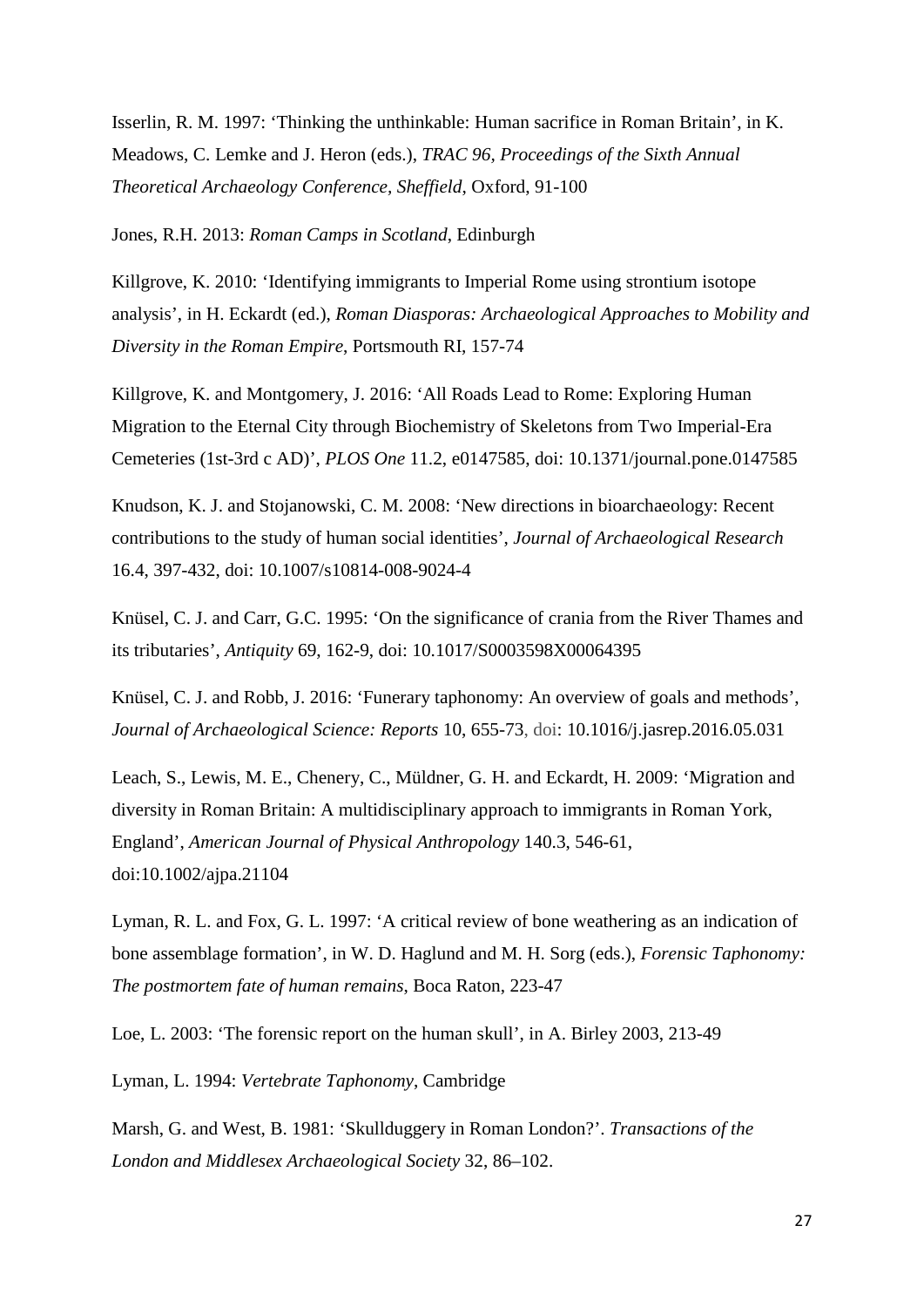Isserlin, R. M. 1997: ‘Thinking the unthinkable: Human sacrifice in Roman Britain’, in K. Meadows, C. Lemke and J. Heron (eds.), *TRAC 96, Proceedings of the Sixth Annual Theoretical Archaeology Conference, Sheffield*, Oxford, 91-100

Jones, R.H. 2013: *Roman Camps in Scotland*, Edinburgh

Killgrove, K. 2010: ‘Identifying immigrants to Imperial Rome using strontium isotope analysis’, in H. Eckardt (ed.), *Roman Diasporas: Archaeological Approaches to Mobility and Diversity in the Roman Empire*, Portsmouth RI, 157-74

Killgrove, K. and Montgomery, J. 2016: ‘All Roads Lead to Rome: Exploring Human Migration to the Eternal City through Biochemistry of Skeletons from Two Imperial-Era Cemeteries (1st-3rd c AD)’, *PLOS One* 11.2, e0147585, doi: 10.1371/journal.pone.0147585

Knudson, K. J. and Stojanowski, C. M. 2008: ‘New directions in bioarchaeology: Recent contributions to the study of human social identities’, *Journal of Archaeological Research* 16.4, 397-432, doi: 10.1007/s10814-008-9024-4

Knüsel, C. J. and Carr, G.C. 1995: ‘On the significance of crania from the River Thames and its tributaries’, *Antiquity* 69, 162-9, doi: 10.1017/S0003598X00064395

Knüsel, C. J. and Robb, J. 2016: ‘Funerary taphonomy: An overview of goals and methods’, *Journal of Archaeological Science: Reports* 10, 655-73, doi: 10.1016/j.jasrep.2016.05.031

Leach, S., Lewis, M. E., Chenery, C., Müldner, G. H. and Eckardt, H. 2009: ‘Migration and diversity in Roman Britain: A multidisciplinary approach to immigrants in Roman York, England’, *American Journal of Physical Anthropology* 140.3, 546-61, doi:10.1002/ajpa.21104

Lyman, R. L. and Fox, G. L. 1997: ‘A critical review of bone weathering as an indication of bone assemblage formation’, in W. D. Haglund and M. H. Sorg (eds.), *Forensic Taphonomy: The postmortem fate of human remains*, Boca Raton, 223-47

Loe, L. 2003: ‘The forensic report on the human skull’, in A. Birley 2003, 213-49

Lyman, L. 1994: *Vertebrate Taphonomy*, Cambridge

Marsh, G. and West, B. 1981: ‘Skullduggery in Roman London?’. *Transactions of the London and Middlesex Archaeological Society* 32, 86–102.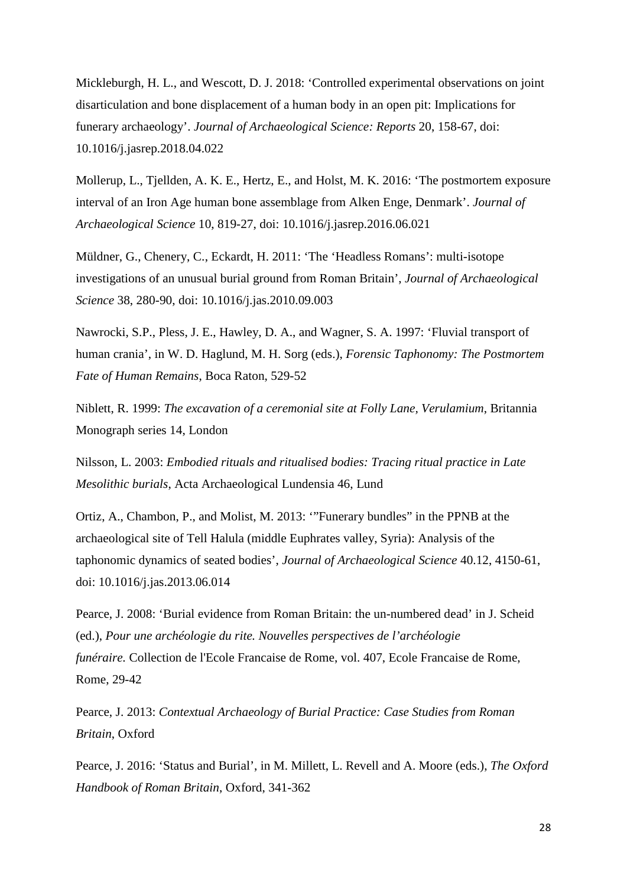Mickleburgh, H. L., and Wescott, D. J. 2018: 'Controlled experimental observations on joint disarticulation and bone displacement of a human body in an open pit: Implications for funerary archaeology'. *Journal of Archaeological Science: Reports* 20, 158-67, doi: 10.1016/j.jasrep.2018.04.022

Mollerup, L., Tjellden, A. K. E., Hertz, E., and Holst, M. K. 2016: 'The postmortem exposure interval of an Iron Age human bone assemblage from Alken Enge, Denmark'. *Journal of Archaeological Science* 10, 819-27, doi: 10.1016/j.jasrep.2016.06.021

Müldner, G., Chenery, C., Eckardt, H. 2011: 'The 'Headless Romans': multi-isotope investigations of an unusual burial ground from Roman Britain', *Journal of Archaeological Science* 38, 280-90, doi: 10.1016/j.jas.2010.09.003

Nawrocki, S.P., Pless, J. E., Hawley, D. A., and Wagner, S. A. 1997: 'Fluvial transport of human crania', in W. D. Haglund, M. H. Sorg (eds.), *Forensic Taphonomy: The Postmortem Fate of Human Remains*, Boca Raton, 529-52

Niblett, R. 1999: *The excavation of a ceremonial site at Folly Lane, Verulamium*, Britannia Monograph series 14, London

Nilsson, L. 2003: *Embodied rituals and ritualised bodies: Tracing ritual practice in Late Mesolithic burials*, Acta Archaeological Lundensia 46, Lund

Ortiz, A., Chambon, P., and Molist, M. 2013: '"Funerary bundles" in the PPNB at the archaeological site of Tell Halula (middle Euphrates valley, Syria): Analysis of the taphonomic dynamics of seated bodies', *Journal of Archaeological Science* 40.12, 4150-61, doi: 10.1016/j.jas.2013.06.014

Pearce, J. 2008: 'Burial evidence from Roman Britain: the un-numbered dead' in J. Scheid (ed.), *Pour une archéologie du rite. Nouvelles perspectives de l'archéologie funéraire.* Collection de l'Ecole Francaise de Rome, vol. 407, Ecole Francaise de Rome, Rome, 29-42

Pearce, J. 2013: *Contextual Archaeology of Burial Practice: Case Studies from Roman Britain*, Oxford

Pearce, J. 2016: 'Status and Burial', in M. Millett, L. Revell and A. Moore (eds.), *The Oxford Handbook of Roman Britain*, Oxford, 341-362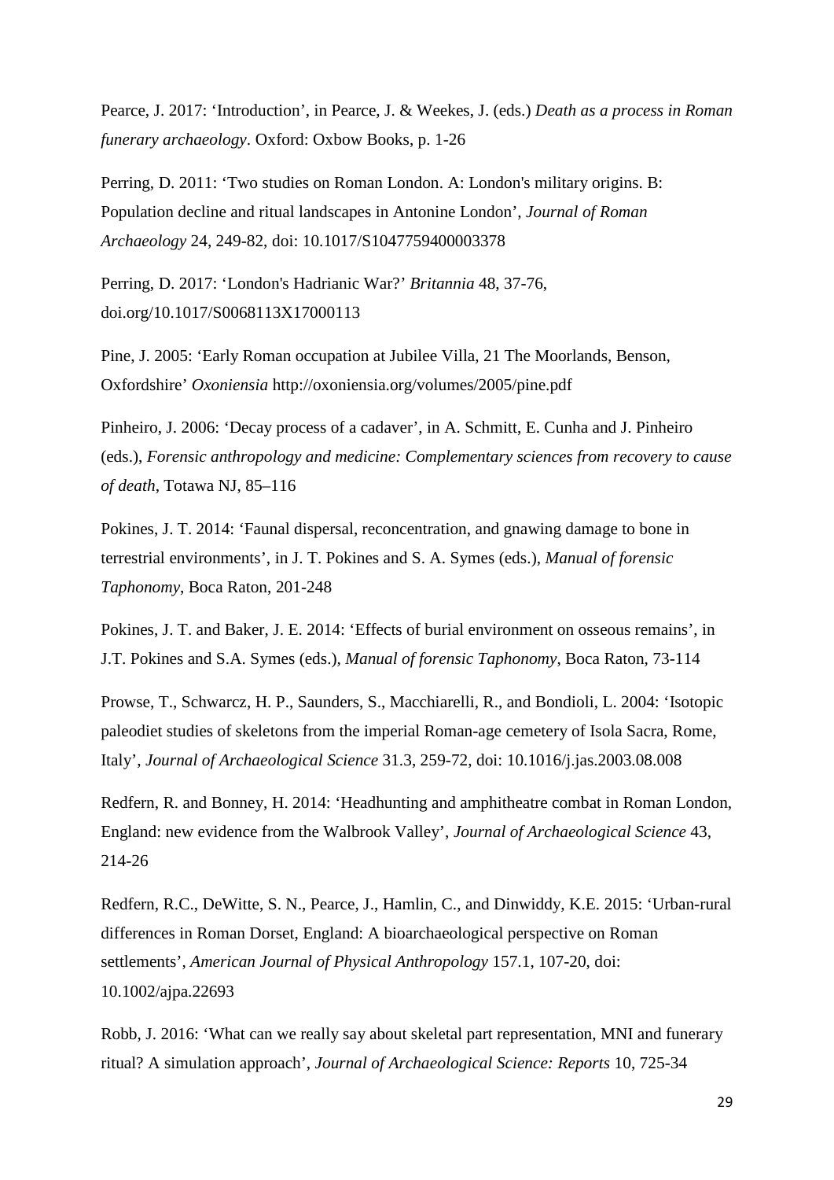Pearce, J. 2017: 'Introduction', in Pearce, J. & Weekes, J. (eds.) *Death as a process in Roman funerary archaeology*. Oxford: Oxbow Books, p. 1-26

Perring, D. 2011: 'Two studies on Roman London. A: London's military origins. B: Population decline and ritual landscapes in Antonine London', *Journal of Roman Archaeology* 24, 249-82, doi: 10.1017/S1047759400003378

Perring, D. 2017: 'London's Hadrianic War?' *Britannia* 48, 37-76, doi.org/10.1017/S0068113X17000113

Pine, J. 2005: 'Early Roman occupation at Jubilee Villa, 21 The Moorlands, Benson, Oxfordshire' *Oxoniensia* http://oxoniensia.org/volumes/2005/pine.pdf

Pinheiro, J. 2006: 'Decay process of a cadaver', in A. Schmitt, E. Cunha and J. Pinheiro (eds.), *Forensic anthropology and medicine: Complementary sciences from recovery to cause of death*, Totawa NJ, 85–116

Pokines, J. T. 2014: 'Faunal dispersal, reconcentration, and gnawing damage to bone in terrestrial environments', in J. T. Pokines and S. A. Symes (eds.), *Manual of forensic Taphonomy*, Boca Raton, 201-248

Pokines, J. T. and Baker, J. E. 2014: 'Effects of burial environment on osseous remains', in J.T. Pokines and S.A. Symes (eds.), *Manual of forensic Taphonomy*, Boca Raton, 73-114

Prowse, T., Schwarcz, H. P., Saunders, S., Macchiarelli, R., and Bondioli, L. 2004: 'Isotopic paleodiet studies of skeletons from the imperial Roman-age cemetery of Isola Sacra, Rome, Italy', *Journal of Archaeological Science* 31.3, 259-72, doi: 10.1016/j.jas.2003.08.008

Redfern, R. and Bonney, H. 2014: 'Headhunting and amphitheatre combat in Roman London, England: new evidence from the Walbrook Valley', *Journal of Archaeological Science* 43, 214-26

Redfern, R.C., DeWitte, S. N., Pearce, J., Hamlin, C., and Dinwiddy, K.E. 2015: 'Urban-rural differences in Roman Dorset, England: A bioarchaeological perspective on Roman settlements', *American Journal of Physical Anthropology* 157.1, 107-20, doi: 10.1002/ajpa.22693

Robb, J. 2016: 'What can we really say about skeletal part representation, MNI and funerary ritual? A simulation approach', *Journal of Archaeological Science: Reports* 10, 725-34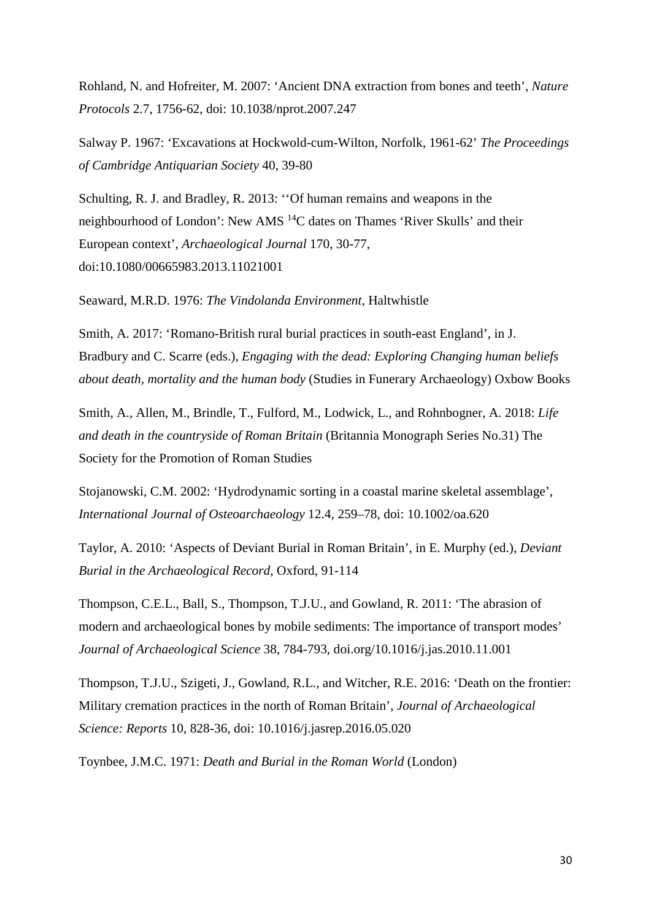Rohland, N. and Hofreiter, M. 2007: 'Ancient DNA extraction from bones and teeth', *Nature Protocols* 2.7, 1756-62, doi: 10.1038/nprot.2007.247

Salway P. 1967: 'Excavations at Hockwold-cum-Wilton, Norfolk, 1961-62' *The Proceedings of Cambridge Antiquarian Society* 40, 39-80

Schulting, R. J. and Bradley, R. 2013: ''Of human remains and weapons in the neighbourhood of London': New AMS $^{14}$C dates on Thames 'River Skulls' and their European context', *Archaeological Journal* 170, 30-77, doi:10.1080/00665983.2013.11021001

Seaward, M.R.D. 1976: *The Vindolanda Environment*, Haltwhistle

Smith, A. 2017: 'Romano-British rural burial practices in south-east England', in J. Bradbury and C. Scarre (eds.), *Engaging with the dead: Exploring Changing human beliefs about death, mortality and the human body* (Studies in Funerary Archaeology) Oxbow Books

Smith, A., Allen, M., Brindle, T., Fulford, M., Lodwick, L., and Rohnbogner, A. 2018: *Life and death in the countryside of Roman Britain* (Britannia Monograph Series No.31) The Society for the Promotion of Roman Studies

Stojanowski, C.M. 2002: 'Hydrodynamic sorting in a coastal marine skeletal assemblage', *International Journal of Osteoarchaeology* 12.4, 259–78, doi: 10.1002/oa.620

Taylor, A. 2010: 'Aspects of Deviant Burial in Roman Britain', in E. Murphy (ed.), *Deviant Burial in the Archaeological Record*, Oxford, 91-114

Thompson, C.E.L., Ball, S., Thompson, T.J.U., and Gowland, R. 2011: 'The abrasion of modern and archaeological bones by mobile sediments: The importance of transport modes' *Journal of Archaeological Science* 38, 784-793, doi.org/10.1016/j.jas.2010.11.001

Thompson, T.J.U., Szigeti, J., Gowland, R.L., and Witcher, R.E. 2016: 'Death on the frontier: Military cremation practices in the north of Roman Britain', *Journal of Archaeological Science: Reports* 10, 828-36, doi: 10.1016/j.jasrep.2016.05.020

Toynbee, J.M.C. 1971: *Death and Burial in the Roman World* (London)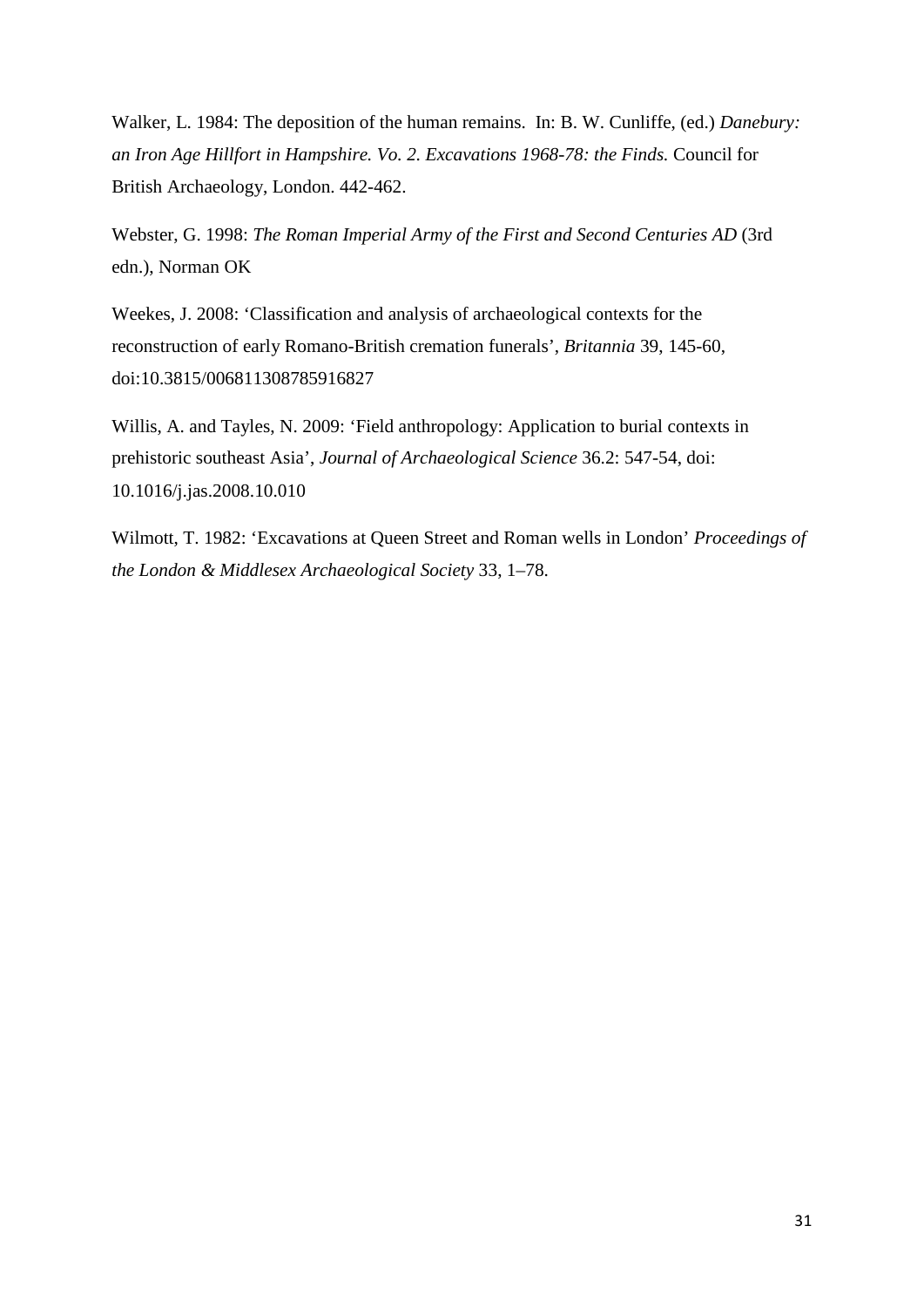Walker, L. 1984: The deposition of the human remains. In: B. W. Cunliffe, (ed.) *Danebury: an Iron Age Hillfort in Hampshire. Vo. 2. Excavations 1968-78: the Finds.* Council for British Archaeology, London. 442-462.

Webster, G. 1998: *The Roman Imperial Army of the First and Second Centuries AD* (3rd edn.), Norman OK

Weekes, J. 2008: 'Classification and analysis of archaeological contexts for the reconstruction of early Romano-British cremation funerals', *Britannia* 39, 145-60, doi:10.3815/006811308785916827

Willis, A. and Tayles, N. 2009: 'Field anthropology: Application to burial contexts in prehistoric southeast Asia', *Journal of Archaeological Science* 36.2: 547-54, doi: 10.1016/j.jas.2008.10.010

Wilmott, T. 1982: 'Excavations at Queen Street and Roman wells in London' *Proceedings of the London & Middlesex Archaeological Society* 33, 1–78.